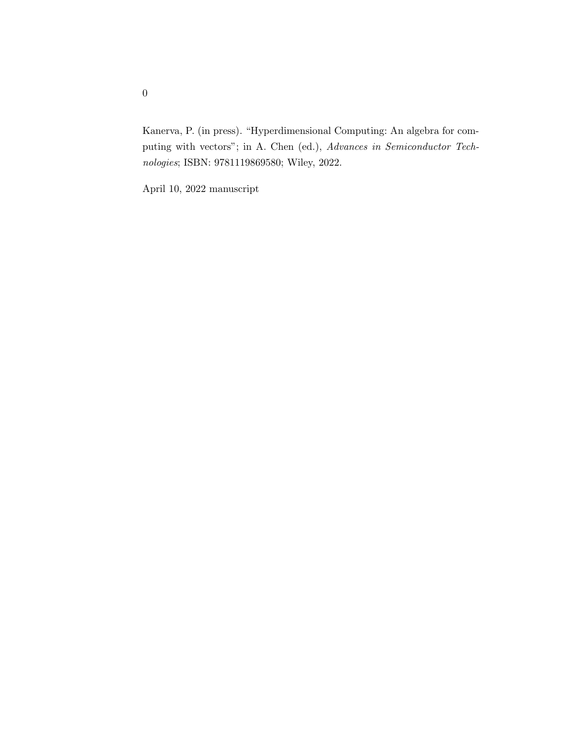Kanerva, P. (in press). "Hyperdimensional Computing: An algebra for computing with vectors"; in A. Chen (ed.), *Advances in Semiconductor Technologies*; ISBN: 9781119869580; Wiley, 2022.

April 10, 2022 manuscript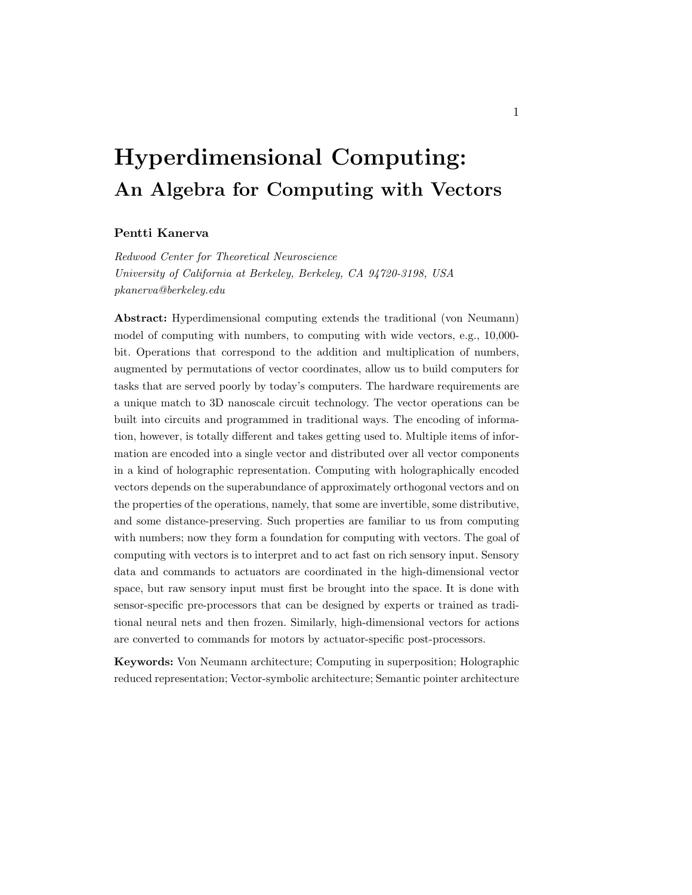# Hyperdimensional Computing:
## An Algebra for Computing with Vectors

**Pentti Kanerva**

*Redwood Center for Theoretical Neuroscience*
*University of California at Berkeley, Berkeley, CA 94720-3198, USA*
*pkanerva@berkeley.edu*

**Abstract:** Hyperdimensional computing extends the traditional (von Neumann) model of computing with numbers, to computing with wide vectors, e.g., 10,000-bit. Operations that correspond to the addition and multiplication of numbers, augmented by permutations of vector coordinates, allow us to build computers for tasks that are served poorly by today's computers. The hardware requirements are a unique match to 3D nanoscale circuit technology. The vector operations can be built into circuits and programmed in traditional ways. The encoding of information, however, is totally different and takes getting used to. Multiple items of information are encoded into a single vector and distributed over all vector components in a kind of holographic representation. Computing with holographically encoded vectors depends on the superabundance of approximately orthogonal vectors and on the properties of the operations, namely, that some are invertible, some distributive, and some distance-preserving. Such properties are familiar to us from computing with numbers; now they form a foundation for computing with vectors. The goal of computing with vectors is to interpret and to act fast on rich sensory input. Sensory data and commands to actuators are coordinated in the high-dimensional vector space, but raw sensory input must first be brought into the space. It is done with sensor-specific pre-processors that can be designed by experts or trained as traditional neural nets and then frozen. Similarly, high-dimensional vectors for actions are converted to commands for motors by actuator-specific post-processors.

**Keywords:** Von Neumann architecture; Computing in superposition; Holographic reduced representation; Vector-symbolic architecture; Semantic pointer architecture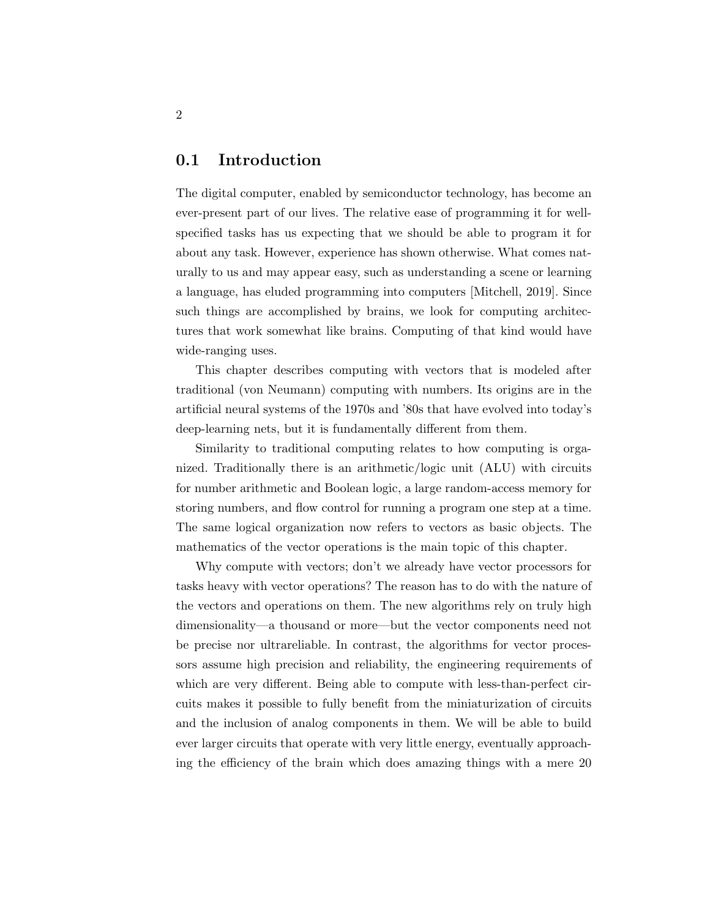## 0.1 Introduction

The digital computer, enabled by semiconductor technology, has become an ever-present part of our lives. The relative ease of programming it for well-specified tasks has us expecting that we should be able to program it for about any task. However, experience has shown otherwise. What comes naturally to us and may appear easy, such as understanding a scene or learning a language, has eluded programming into computers [Mitchell, 2019]. Since such things are accomplished by brains, we look for computing architectures that work somewhat like brains. Computing of that kind would have wide-ranging uses.

This chapter describes computing with vectors that is modeled after traditional (von Neumann) computing with numbers. Its origins are in the artificial neural systems of the 1970s and '80s that have evolved into today's deep-learning nets, but it is fundamentally different from them.

Similarity to traditional computing relates to how computing is organized. Traditionally there is an arithmetic/logic unit (ALU) with circuits for number arithmetic and Boolean logic, a large random-access memory for storing numbers, and flow control for running a program one step at a time. The same logical organization now refers to vectors as basic objects. The mathematics of the vector operations is the main topic of this chapter.

Why compute with vectors; don't we already have vector processors for tasks heavy with vector operations? The reason has to do with the nature of the vectors and operations on them. The new algorithms rely on truly high dimensionality—a thousand or more—but the vector components need not be precise nor ultrareliable. In contrast, the algorithms for vector processors assume high precision and reliability, the engineering requirements of which are very different. Being able to compute with less-than-perfect circuits makes it possible to fully benefit from the miniaturization of circuits and the inclusion of analog components in them. We will be able to build ever larger circuits that operate with very little energy, eventually approaching the efficiency of the brain which does amazing things with a mere 20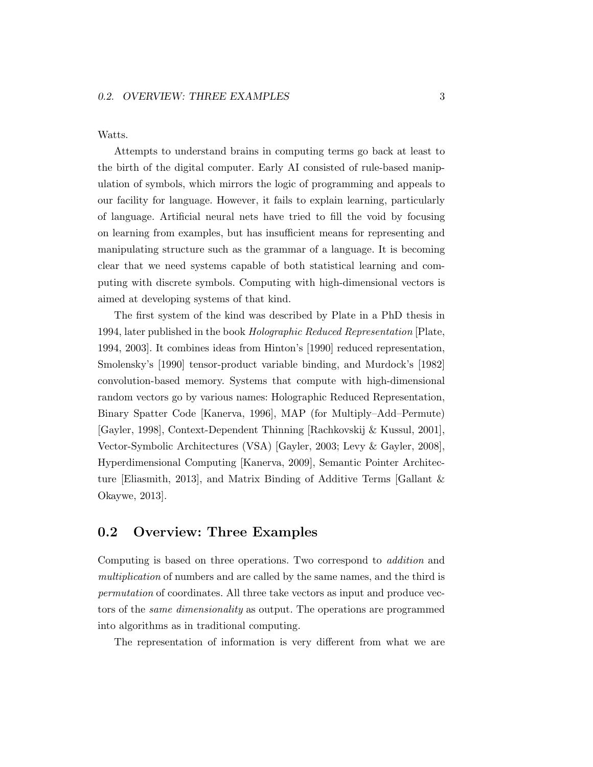Watts.

Attempts to understand brains in computing terms go back at least to the birth of the digital computer. Early AI consisted of rule-based manipulation of symbols, which mirrors the logic of programming and appeals to our facility for language. However, it fails to explain learning, particularly of language. Artificial neural nets have tried to fill the void by focusing on learning from examples, but has insufficient means for representing and manipulating structure such as the grammar of a language. It is becoming clear that we need systems capable of both statistical learning and computing with discrete symbols. Computing with high-dimensional vectors is aimed at developing systems of that kind.

The first system of the kind was described by Plate in a PhD thesis in 1994, later published in the book *Holographic Reduced Representation* [Plate, 1994, 2003]. It combines ideas from Hinton's [1990] reduced representation, Smolensky's [1990] tensor-product variable binding, and Murdock's [1982] convolution-based memory. Systems that compute with high-dimensional random vectors go by various names: Holographic Reduced Representation, Binary Spatter Code [Kanerva, 1996], MAP (for Multiply–Add–Permute) [Gayler, 1998], Context-Dependent Thinning [Rachkovskij & Kussul, 2001], Vector-Symbolic Architectures (VSA) [Gayler, 2003; Levy & Gayler, 2008], Hyperdimensional Computing [Kanerva, 2009], Semantic Pointer Architecture [Eliasmith, 2013], and Matrix Binding of Additive Terms [Gallant & Okaywe, 2013].

## 0.2 Overview: Three Examples

Computing is based on three operations. Two correspond to *addition* and *multiplication* of numbers and are called by the same names, and the third is *permutation* of coordinates. All three take vectors as input and produce vectors of the *same dimensionality* as output. The operations are programmed into algorithms as in traditional computing.

The representation of information is very different from what we are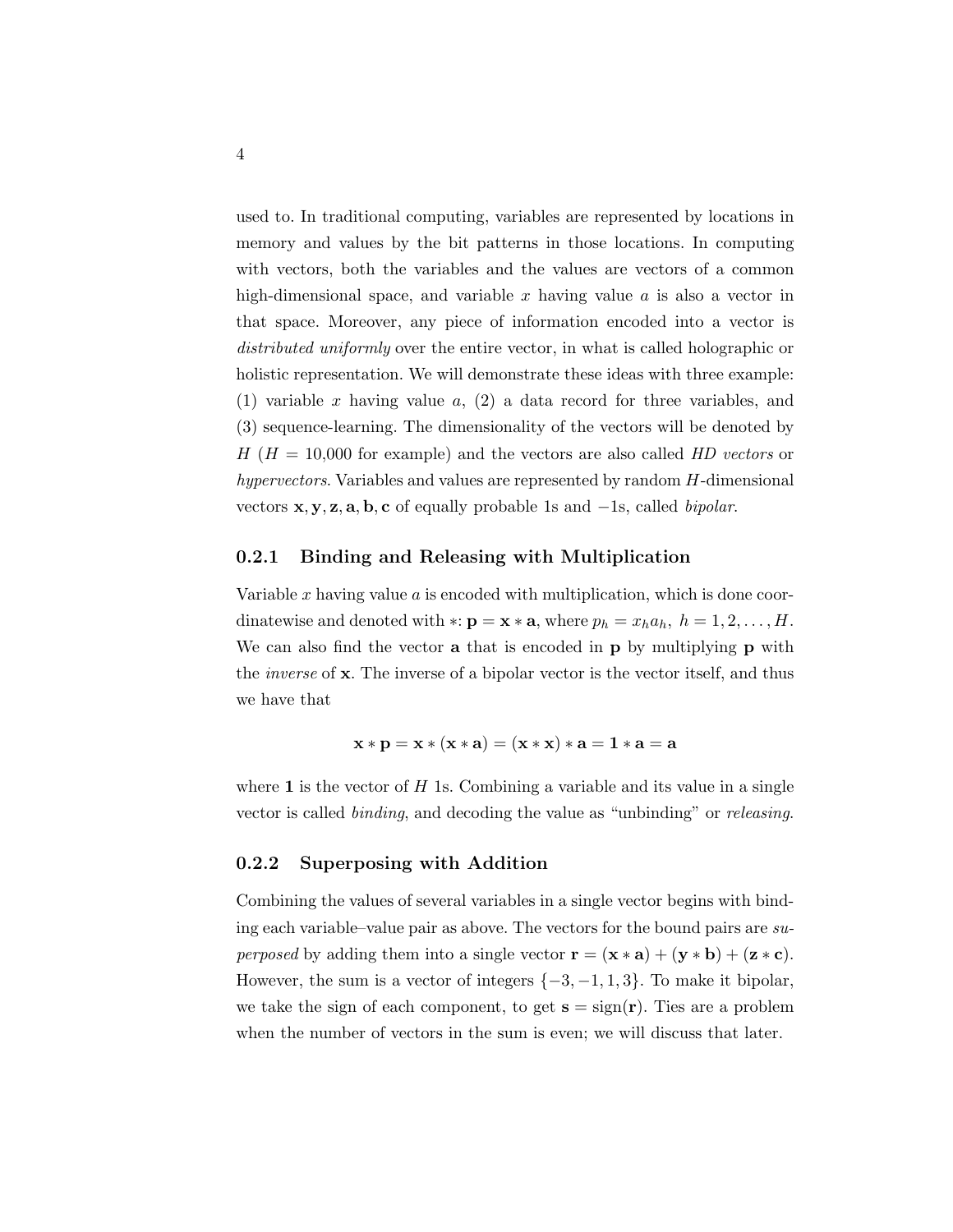used to. In traditional computing, variables are represented by locations in memory and values by the bit patterns in those locations. In computing with vectors, both the variables and the values are vectors of a common high-dimensional space, and variable $x$ having value $a$ is also a vector in that space. Moreover, any piece of information encoded into a vector is *distributed uniformly* over the entire vector, in what is called holographic or holistic representation. We will demonstrate these ideas with three example: (1) variable $x$ having value $a$, (2) a data record for three variables, and (3) sequence-learning. The dimensionality of the vectors will be denoted by $H$ ($H$ = 10,000 for example) and the vectors are also called *HD vectors* or *hypervectors*. Variables and values are represented by random $H$-dimensional vectors $\mathbf{x}, \mathbf{y}, \mathbf{z}, \mathbf{a}, \mathbf{b}, \mathbf{c}$ of equally probable 1s and $-1$s, called *bipolar*.

### 0.2.1 Binding and Releasing with Multiplication

Variable $x$ having value $a$ is encoded with multiplication, which is done coordinatewise and denoted with $*$: $\mathbf{p} = \mathbf{x} * \mathbf{a}$, where $p_h = x_h a_h,\ h = 1, 2, \ldots, H$. We can also find the vector $\mathbf{a}$ that is encoded in $\mathbf{p}$ by multiplying $\mathbf{p}$ with the *inverse* of $\mathbf{x}$. The inverse of a bipolar vector is the vector itself, and thus we have that

$$\mathbf{x} * \mathbf{p} = \mathbf{x} * (\mathbf{x} * \mathbf{a}) = (\mathbf{x} * \mathbf{x}) * \mathbf{a} = \mathbf{1} * \mathbf{a} = \mathbf{a}$$

where $\mathbf{1}$ is the vector of $H$ 1s. Combining a variable and its value in a single vector is called *binding*, and decoding the value as "unbinding" or *releasing*.

### 0.2.2 Superposing with Addition

Combining the values of several variables in a single vector begins with binding each variable–value pair as above. The vectors for the bound pairs are *superposed* by adding them into a single vector $\mathbf{r} = (\mathbf{x} * \mathbf{a}) + (\mathbf{y} * \mathbf{b}) + (\mathbf{z} * \mathbf{c})$. However, the sum is a vector of integers $\{-3, -1, 1, 3\}$. To make it bipolar, we take the sign of each component, to get $\mathbf{s} = \text{sign}(\mathbf{r})$. Ties are a problem when the number of vectors in the sum is even; we will discuss that later.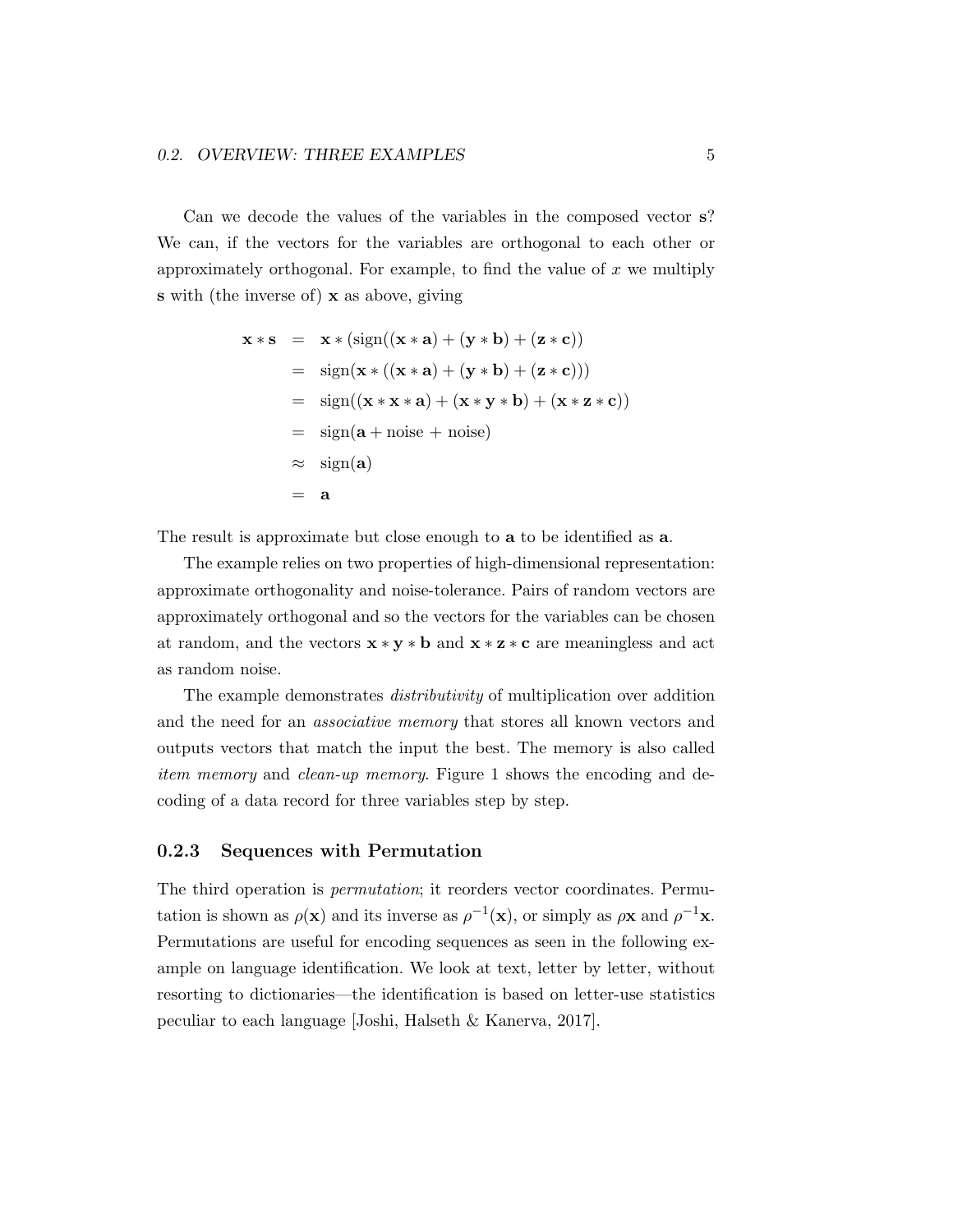Can we decode the values of the variables in the composed vector **s**? We can, if the vectors for the variables are orthogonal to each other or approximately orthogonal. For example, to find the value of $x$ we multiply **s** with (the inverse of) **x** as above, giving

$$
\begin{aligned}
\mathbf{x} * \mathbf{s} &= \mathbf{x} * (\mathrm{sign}((\mathbf{x} * \mathbf{a}) + (\mathbf{y} * \mathbf{b}) + (\mathbf{z} * \mathbf{c})) \\
&= \mathrm{sign}(\mathbf{x} * ((\mathbf{x} * \mathbf{a}) + (\mathbf{y} * \mathbf{b}) + (\mathbf{z} * \mathbf{c}))) \\
&= \mathrm{sign}((\mathbf{x} * \mathbf{x} * \mathbf{a}) + (\mathbf{x} * \mathbf{y} * \mathbf{b}) + (\mathbf{x} * \mathbf{z} * \mathbf{c})) \\
&= \mathrm{sign}(\mathbf{a} + \text{noise} + \text{noise}) \\
&\approx \mathrm{sign}(\mathbf{a}) \\
&= \mathbf{a}
\end{aligned}
$$

The result is approximate but close enough to **a** to be identified as **a**.

The example relies on two properties of high-dimensional representation: approximate orthogonality and noise-tolerance. Pairs of random vectors are approximately orthogonal and so the vectors for the variables can be chosen at random, and the vectors $\mathbf{x} * \mathbf{y} * \mathbf{b}$ and $\mathbf{x} * \mathbf{z} * \mathbf{c}$ are meaningless and act as random noise.

The example demonstrates *distributivity* of multiplication over addition and the need for an *associative memory* that stores all known vectors and outputs vectors that match the input the best. The memory is also called *item memory* and *clean-up memory*. Figure 1 shows the encoding and decoding of a data record for three variables step by step.

### 0.2.3 Sequences with Permutation

The third operation is *permutation*; it reorders vector coordinates. Permutation is shown as $\rho(\mathbf{x})$ and its inverse as $\rho^{-1}(\mathbf{x})$, or simply as $\rho\mathbf{x}$ and $\rho^{-1}\mathbf{x}$. Permutations are useful for encoding sequences as seen in the following example on language identification. We look at text, letter by letter, without resorting to dictionaries—the identification is based on letter-use statistics peculiar to each language [Joshi, Halseth & Kanerva, 2017].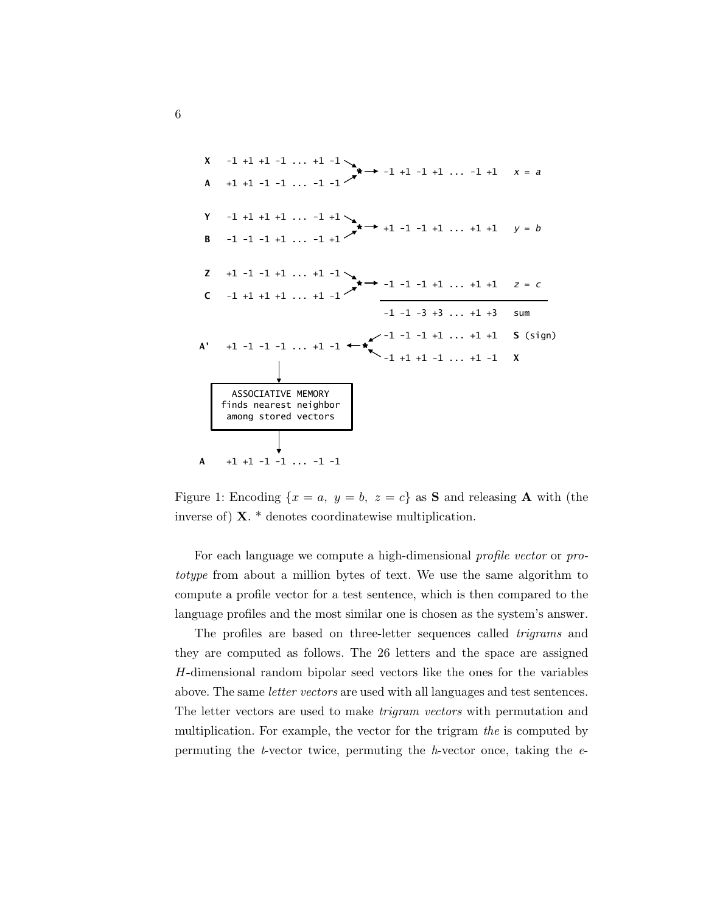```
X    -1 +1 +1 -1 ... +1 -1 ↘
                            * → -1 +1 -1 +1 ... -1 +1    x = a
A    +1 +1 -1 -1 ... -1 -1 ↗

Y    -1 +1 +1 +1 ... -1 +1 ↘
                            * → +1 -1 -1 +1 ... +1 +1    y = b
B    -1 -1 -1 +1 ... -1 +1 ↗

Z    +1 -1 -1 +1 ... +1 -1 ↘
                            * → -1 -1 -1 +1 ... +1 +1    z = c
C    -1 +1 +1 +1 ... +1 -1 ↗
                                ---------------------------
                                -1 -1 -3 +3 ... +1 +3    sum

                              ↙ -1 -1 -1 +1 ... +1 +1    S (sign)
A'   +1 -1 -1 -1 ... +1 -1 ← *
                              ↖ -1 +1 +1 -1 ... +1 -1    X
           |
           v
  ASSOCIATIVE MEMORY
  finds nearest neighbor
  among stored vectors
           |
           v
A    +1 +1 -1 -1 ... -1 -1
```

Figure 1: Encoding $\{x = a,\ y = b,\ z = c\}$ as **S** and releasing **A** with (the inverse of) **X**. * denotes coordinatewise multiplication.

For each language we compute a high-dimensional *profile vector* or *prototype* from about a million bytes of text. We use the same algorithm to compute a profile vector for a test sentence, which is then compared to the language profiles and the most similar one is chosen as the system's answer.

The profiles are based on three-letter sequences called *trigrams* and they are computed as follows. The 26 letters and the space are assigned $H$-dimensional random bipolar seed vectors like the ones for the variables above. The same *letter vectors* are used with all languages and test sentences. The letter vectors are used to make *trigram vectors* with permutation and multiplication. For example, the vector for the trigram *the* is computed by permuting the *t*-vector twice, permuting the *h*-vector once, taking the *e*-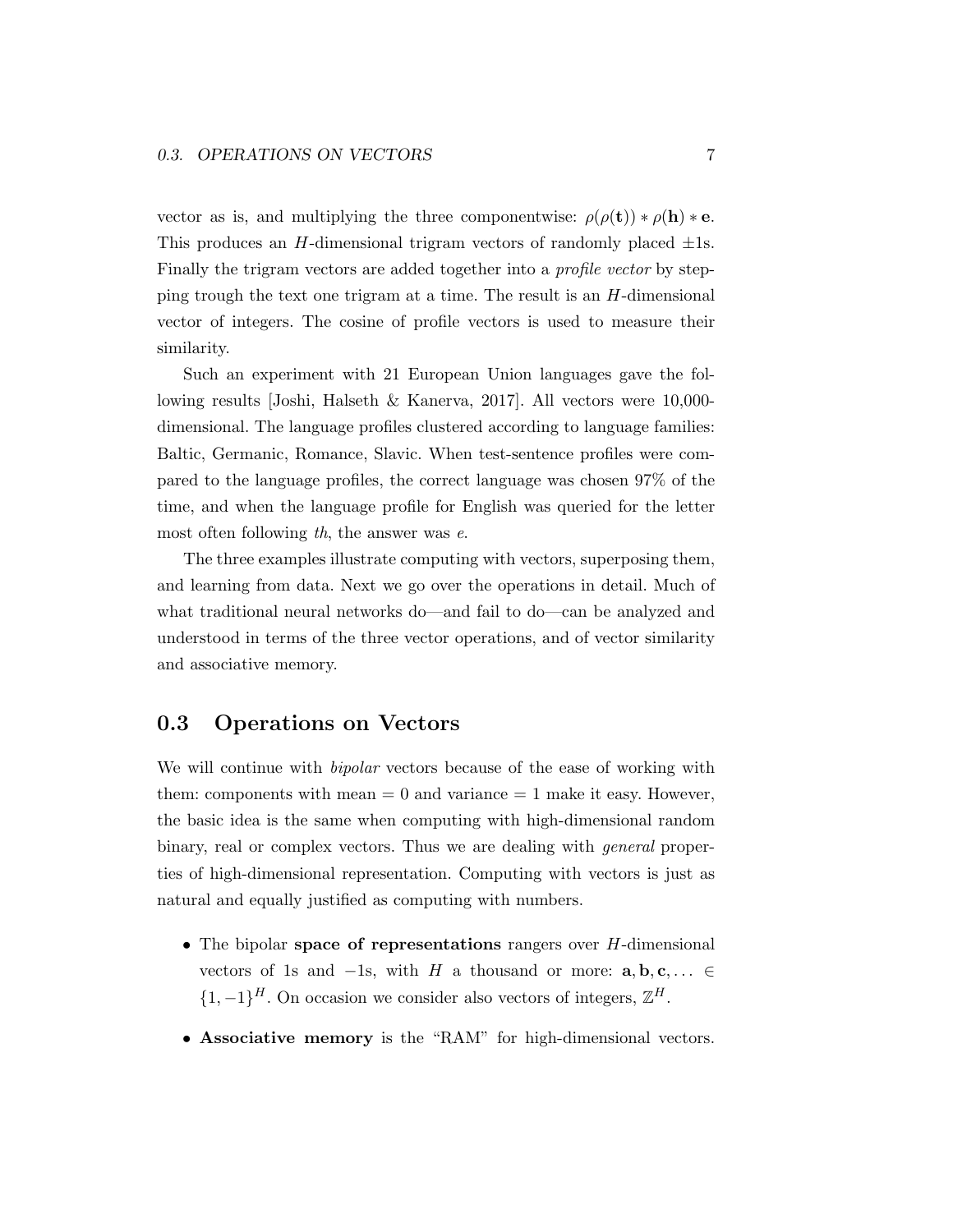vector as is, and multiplying the three componentwise: $\rho(\rho(\mathbf{t})) * \rho(\mathbf{h}) * \mathbf{e}$. This produces an $H$-dimensional trigram vectors of randomly placed $\pm$1s. Finally the trigram vectors are added together into a *profile vector* by stepping trough the text one trigram at a time. The result is an $H$-dimensional vector of integers. The cosine of profile vectors is used to measure their similarity.

Such an experiment with 21 European Union languages gave the following results [Joshi, Halseth & Kanerva, 2017]. All vectors were 10,000-dimensional. The language profiles clustered according to language families: Baltic, Germanic, Romance, Slavic. When test-sentence profiles were compared to the language profiles, the correct language was chosen 97% of the time, and when the language profile for English was queried for the letter most often following *th*, the answer was *e*.

The three examples illustrate computing with vectors, superposing them, and learning from data. Next we go over the operations in detail. Much of what traditional neural networks do—and fail to do—can be analyzed and understood in terms of the three vector operations, and of vector similarity and associative memory.

## 0.3 Operations on Vectors

We will continue with *bipolar* vectors because of the ease of working with them: components with mean = 0 and variance = 1 make it easy. However, the basic idea is the same when computing with high-dimensional random binary, real or complex vectors. Thus we are dealing with *general* properties of high-dimensional representation. Computing with vectors is just as natural and equally justified as computing with numbers.

- The bipolar **space of representations** rangers over $H$-dimensional vectors of 1s and $-1$s, with $H$ a thousand or more: $\mathbf{a}, \mathbf{b}, \mathbf{c}, \ldots \in \{1, -1\}^H$. On occasion we consider also vectors of integers, $\mathbb{Z}^H$.
- **Associative memory** is the "RAM" for high-dimensional vectors.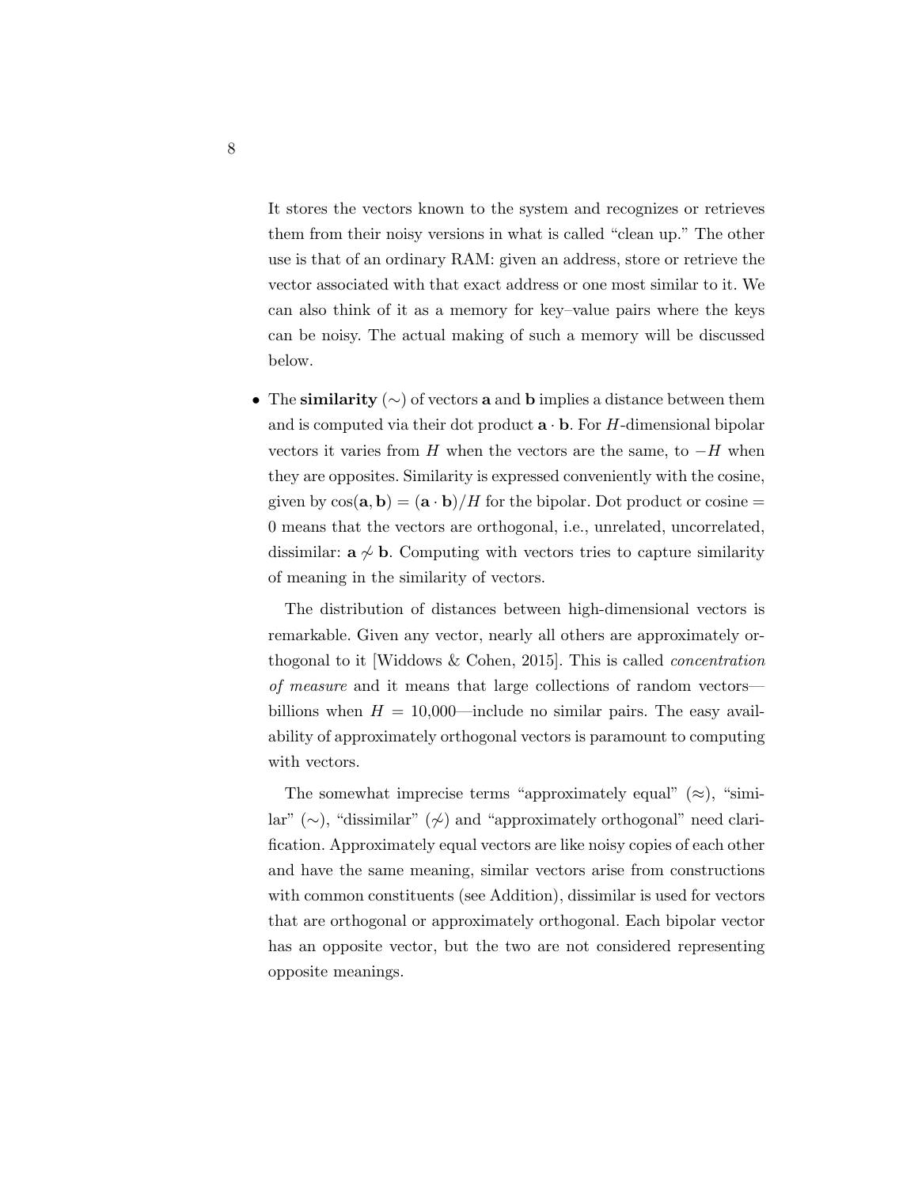It stores the vectors known to the system and recognizes or retrieves them from their noisy versions in what is called "clean up." The other use is that of an ordinary RAM: given an address, store or retrieve the vector associated with that exact address or one most similar to it. We can also think of it as a memory for key–value pairs where the keys can be noisy. The actual making of such a memory will be discussed below.

- The **similarity** ($\sim$) of vectors $\mathbf{a}$ and $\mathbf{b}$ implies a distance between them and is computed via their dot product $\mathbf{a} \cdot \mathbf{b}$. For $H$-dimensional bipolar vectors it varies from $H$ when the vectors are the same, to $-H$ when they are opposites. Similarity is expressed conveniently with the cosine, given by $\cos(\mathbf{a}, \mathbf{b}) = (\mathbf{a} \cdot \mathbf{b})/H$ for the bipolar. Dot product or cosine = 0 means that the vectors are orthogonal, i.e., unrelated, uncorrelated, dissimilar: $\mathbf{a} \not\sim \mathbf{b}$. Computing with vectors tries to capture similarity of meaning in the similarity of vectors.

  The distribution of distances between high-dimensional vectors is remarkable. Given any vector, nearly all others are approximately orthogonal to it [Widdows & Cohen, 2015]. This is called *concentration of measure* and it means that large collections of random vectors—billions when $H = 10{,}000$—include no similar pairs. The easy availability of approximately orthogonal vectors is paramount to computing with vectors.

  The somewhat imprecise terms "approximately equal" ($\approx$), "similar" ($\sim$), "dissimilar" ($\not\sim$) and "approximately orthogonal" need clarification. Approximately equal vectors are like noisy copies of each other and have the same meaning, similar vectors arise from constructions with common constituents (see Addition), dissimilar is used for vectors that are orthogonal or approximately orthogonal. Each bipolar vector has an opposite vector, but the two are not considered representing opposite meanings.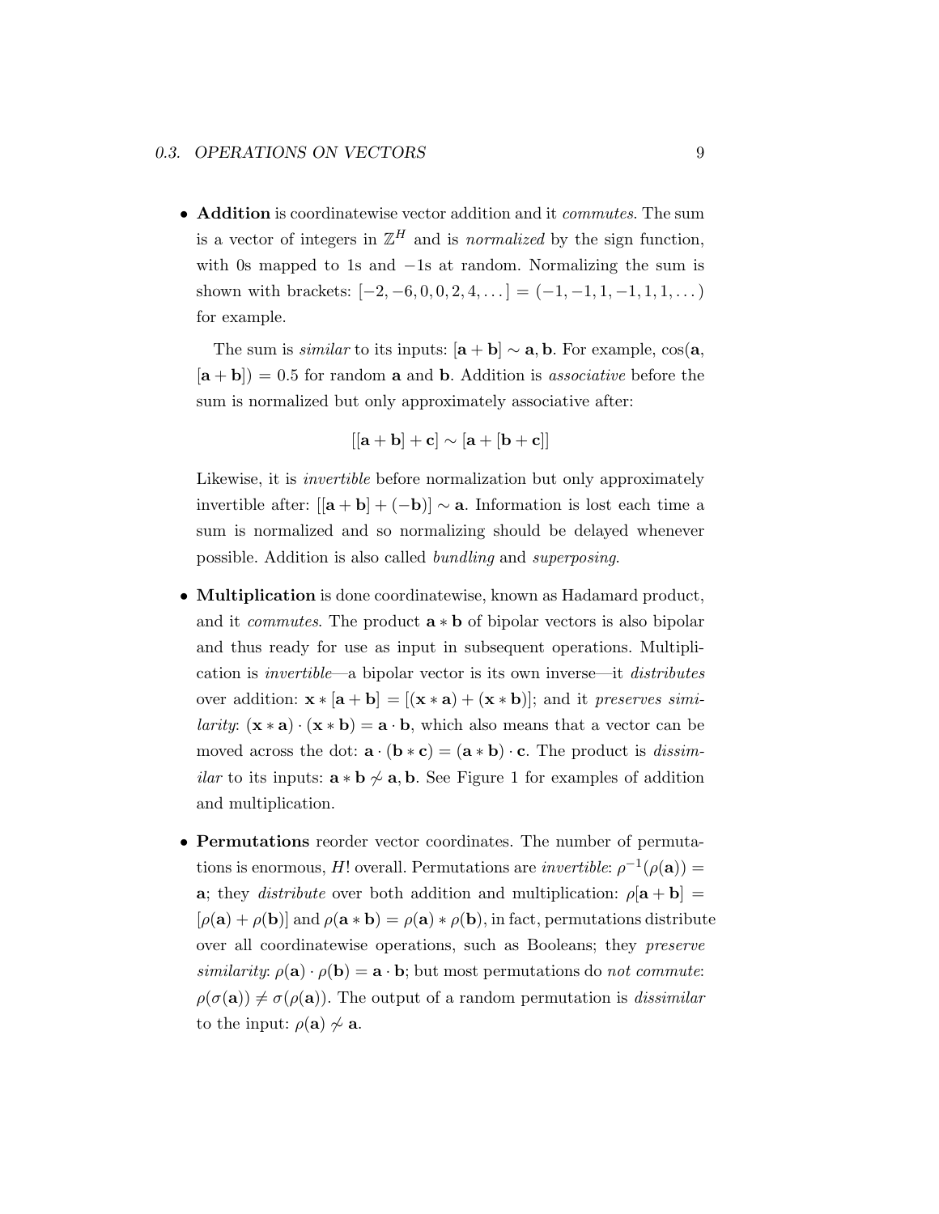- **Addition** is coordinatewise vector addition and it *commutes*. The sum is a vector of integers in $\mathbb{Z}^H$ and is *normalized* by the sign function, with 0s mapped to 1s and $-1$s at random. Normalizing the sum is shown with brackets: $[-2, -6, 0, 0, 2, 4, \dots] = (-1, -1, 1, -1, 1, 1, \dots)$ for example.

  The sum is *similar* to its inputs: $[\mathbf{a} + \mathbf{b}] \sim \mathbf{a}, \mathbf{b}$. For example, $\cos(\mathbf{a}, [\mathbf{a} + \mathbf{b}]) = 0.5$ for random $\mathbf{a}$ and $\mathbf{b}$. Addition is *associative* before the sum is normalized but only approximately associative after:

  $$[[\mathbf{a} + \mathbf{b}] + \mathbf{c}] \sim [\mathbf{a} + [\mathbf{b} + \mathbf{c}]]$$

  Likewise, it is *invertible* before normalization but only approximately invertible after: $[[\mathbf{a} + \mathbf{b}] + (-\mathbf{b})] \sim \mathbf{a}$. Information is lost each time a sum is normalized and so normalizing should be delayed whenever possible. Addition is also called *bundling* and *superposing*.

- **Multiplication** is done coordinatewise, known as Hadamard product, and it *commutes*. The product $\mathbf{a} * \mathbf{b}$ of bipolar vectors is also bipolar and thus ready for use as input in subsequent operations. Multiplication is *invertible*—a bipolar vector is its own inverse—it *distributes* over addition: $\mathbf{x} * [\mathbf{a} + \mathbf{b}] = [(\mathbf{x} * \mathbf{a}) + (\mathbf{x} * \mathbf{b})]$; and it *preserves similarity*: $(\mathbf{x} * \mathbf{a}) \cdot (\mathbf{x} * \mathbf{b}) = \mathbf{a} \cdot \mathbf{b}$, which also means that a vector can be moved across the dot: $\mathbf{a} \cdot (\mathbf{b} * \mathbf{c}) = (\mathbf{a} * \mathbf{b}) \cdot \mathbf{c}$. The product is *dissimilar* to its inputs: $\mathbf{a} * \mathbf{b} \not\sim \mathbf{a}, \mathbf{b}$. See Figure 1 for examples of addition and multiplication.

- **Permutations** reorder vector coordinates. The number of permutations is enormous, $H!$ overall. Permutations are *invertible*: $\rho^{-1}(\rho(\mathbf{a})) = \mathbf{a}$; they *distribute* over both addition and multiplication: $\rho[\mathbf{a} + \mathbf{b}] = [\rho(\mathbf{a}) + \rho(\mathbf{b})]$ and $\rho(\mathbf{a} * \mathbf{b}) = \rho(\mathbf{a}) * \rho(\mathbf{b})$, in fact, permutations distribute over all coordinatewise operations, such as Booleans; they *preserve similarity*: $\rho(\mathbf{a}) \cdot \rho(\mathbf{b}) = \mathbf{a} \cdot \mathbf{b}$; but most permutations do *not commute*: $\rho(\sigma(\mathbf{a})) \neq \sigma(\rho(\mathbf{a}))$. The output of a random permutation is *dissimilar* to the input: $\rho(\mathbf{a}) \not\sim \mathbf{a}$.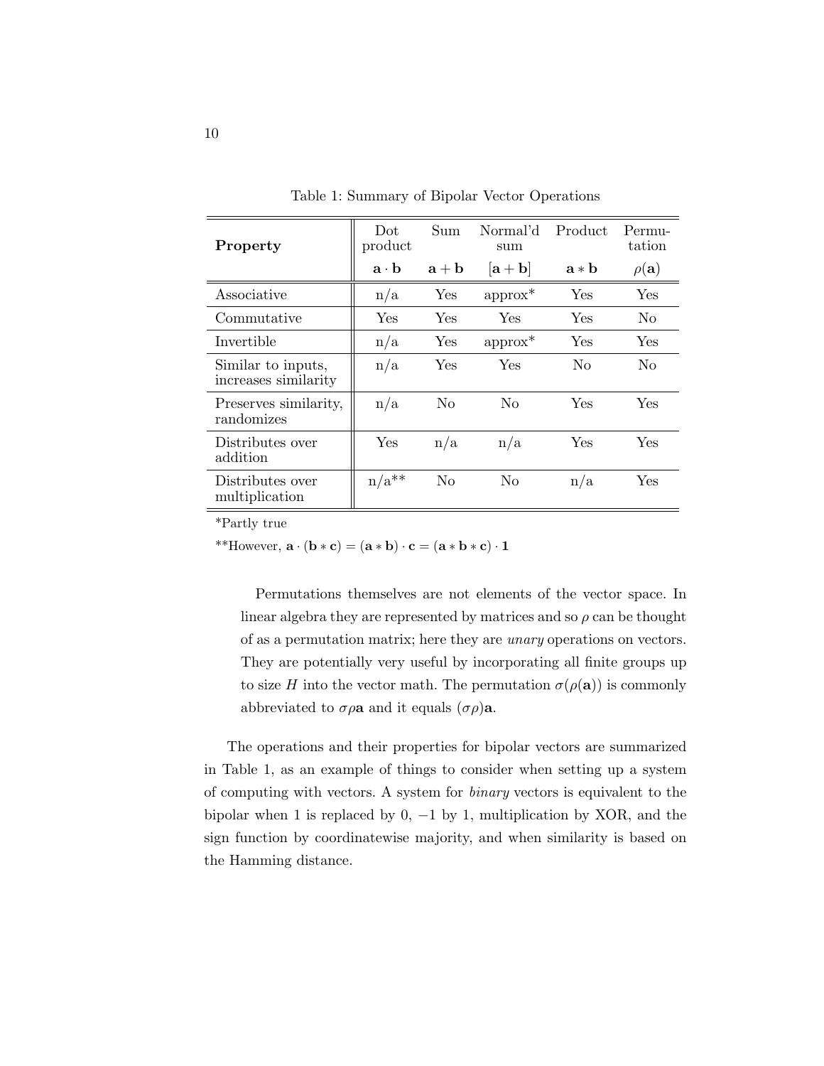Table 1: Summary of Bipolar Vector Operations

| **Property** | Dot product $\mathbf{a} \cdot \mathbf{b}$ | Sum $\mathbf{a} + \mathbf{b}$ | Normal'd sum $[\mathbf{a} + \mathbf{b}]$ | Product $\mathbf{a} * \mathbf{b}$ | Permutation $\rho(\mathbf{a})$ |
|---|---|---|---|---|---|
| Associative | n/a | Yes | approx* | Yes | Yes |
| Commutative | Yes | Yes | Yes | Yes | No |
| Invertible | n/a | Yes | approx* | Yes | Yes |
| Similar to inputs, increases similarity | n/a | Yes | Yes | No | No |
| Preserves similarity, randomizes | n/a | No | No | Yes | Yes |
| Distributes over addition | Yes | n/a | n/a | Yes | Yes |
| Distributes over multiplication | n/a** | No | No | n/a | Yes |

*Partly true

**However, $\mathbf{a} \cdot (\mathbf{b} * \mathbf{c}) = (\mathbf{a} * \mathbf{b}) \cdot \mathbf{c} = (\mathbf{a} * \mathbf{b} * \mathbf{c}) \cdot \mathbf{1}$

> Permutations themselves are not elements of the vector space. In linear algebra they are represented by matrices and so $\rho$ can be thought of as a permutation matrix; here they are *unary* operations on vectors. They are potentially very useful by incorporating all finite groups up to size $H$ into the vector math. The permutation $\sigma(\rho(\mathbf{a}))$ is commonly abbreviated to $\sigma\rho\mathbf{a}$ and it equals $(\sigma\rho)\mathbf{a}$.

The operations and their properties for bipolar vectors are summarized in Table 1, as an example of things to consider when setting up a system of computing with vectors. A system for *binary* vectors is equivalent to the bipolar when 1 is replaced by 0, $-1$ by 1, multiplication by XOR, and the sign function by coordinatewise majority, and when similarity is based on the Hamming distance.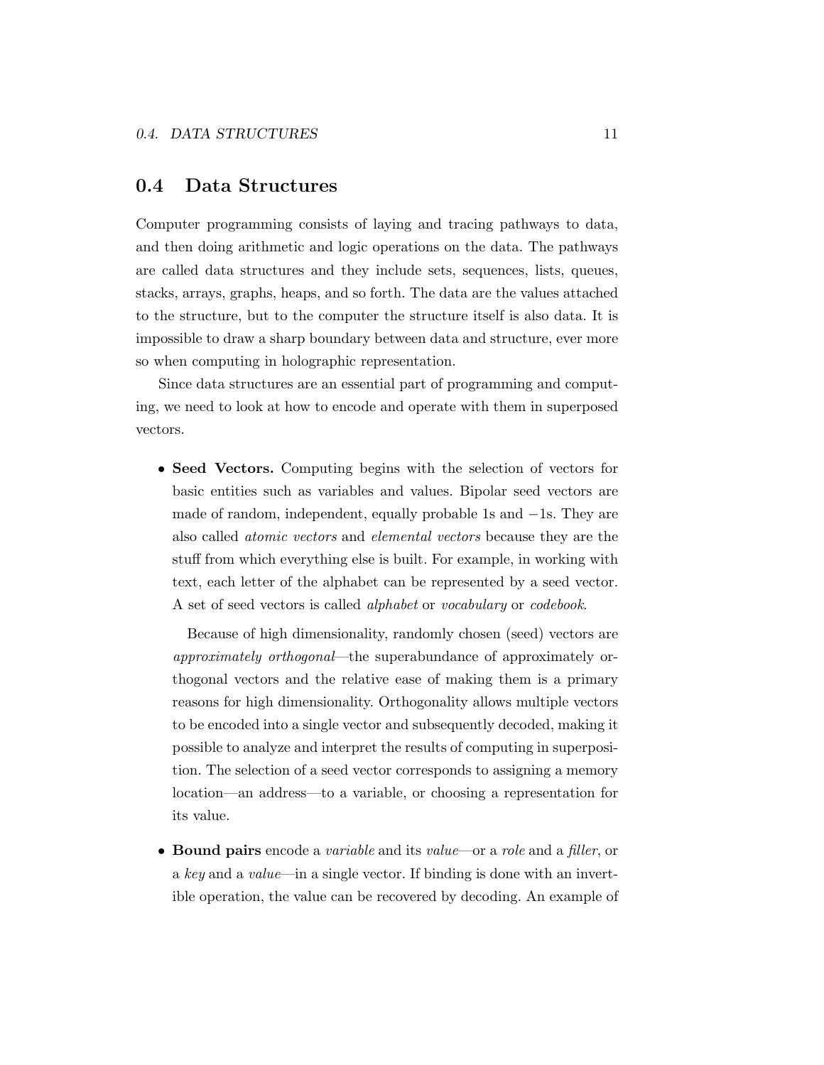## 0.4 Data Structures

Computer programming consists of laying and tracing pathways to data, and then doing arithmetic and logic operations on the data. The pathways are called data structures and they include sets, sequences, lists, queues, stacks, arrays, graphs, heaps, and so forth. The data are the values attached to the structure, but to the computer the structure itself is also data. It is impossible to draw a sharp boundary between data and structure, ever more so when computing in holographic representation.

Since data structures are an essential part of programming and computing, we need to look at how to encode and operate with them in superposed vectors.

- **Seed Vectors.** Computing begins with the selection of vectors for basic entities such as variables and values. Bipolar seed vectors are made of random, independent, equally probable 1s and −1s. They are also called *atomic vectors* and *elemental vectors* because they are the stuff from which everything else is built. For example, in working with text, each letter of the alphabet can be represented by a seed vector. A set of seed vectors is called *alphabet* or *vocabulary* or *codebook*.

  Because of high dimensionality, randomly chosen (seed) vectors are *approximately orthogonal*—the superabundance of approximately orthogonal vectors and the relative ease of making them is a primary reasons for high dimensionality. Orthogonality allows multiple vectors to be encoded into a single vector and subsequently decoded, making it possible to analyze and interpret the results of computing in superposition. The selection of a seed vector corresponds to assigning a memory location—an address—to a variable, or choosing a representation for its value.

- **Bound pairs** encode a *variable* and its *value*—or a *role* and a *filler*, or a *key* and a *value*—in a single vector. If binding is done with an invertible operation, the value can be recovered by decoding. An example of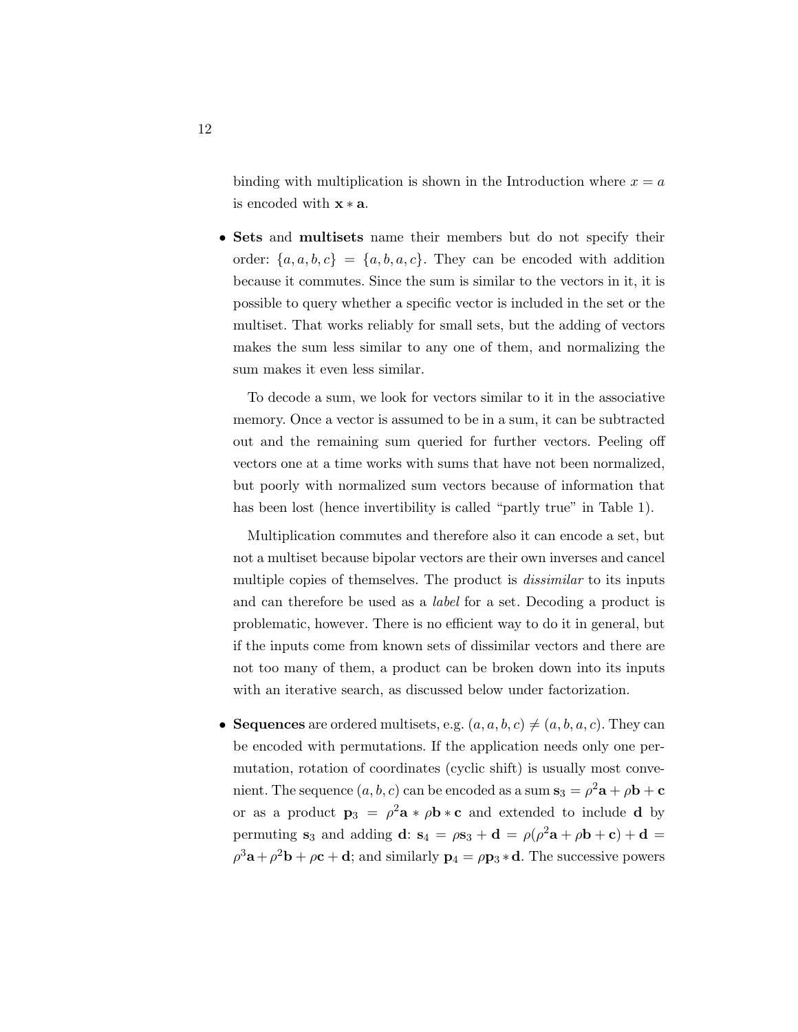binding with multiplication is shown in the Introduction where $x = a$ is encoded with $\mathbf{x} * \mathbf{a}$.

- **Sets** and **multisets** name their members but do not specify their order: $\{a, a, b, c\} = \{a, b, a, c\}$. They can be encoded with addition because it commutes. Since the sum is similar to the vectors in it, it is possible to query whether a specific vector is included in the set or the multiset. That works reliably for small sets, but the adding of vectors makes the sum less similar to any one of them, and normalizing the sum makes it even less similar.

  To decode a sum, we look for vectors similar to it in the associative memory. Once a vector is assumed to be in a sum, it can be subtracted out and the remaining sum queried for further vectors. Peeling off vectors one at a time works with sums that have not been normalized, but poorly with normalized sum vectors because of information that has been lost (hence invertibility is called "partly true" in Table 1).

  Multiplication commutes and therefore also it can encode a set, but not a multiset because bipolar vectors are their own inverses and cancel multiple copies of themselves. The product is *dissimilar* to its inputs and can therefore be used as a *label* for a set. Decoding a product is problematic, however. There is no efficient way to do it in general, but if the inputs come from known sets of dissimilar vectors and there are not too many of them, a product can be broken down into its inputs with an iterative search, as discussed below under factorization.

- **Sequences** are ordered multisets, e.g. $(a, a, b, c) \neq (a, b, a, c)$. They can be encoded with permutations. If the application needs only one permutation, rotation of coordinates (cyclic shift) is usually most convenient. The sequence $(a, b, c)$ can be encoded as a sum $\mathbf{s}_3 = \rho^2\mathbf{a} + \rho\mathbf{b} + \mathbf{c}$ or as a product $\mathbf{p}_3 = \rho^2\mathbf{a} * \rho\mathbf{b} * \mathbf{c}$ and extended to include $\mathbf{d}$ by permuting $\mathbf{s}_3$ and adding $\mathbf{d}$: $\mathbf{s}_4 = \rho\mathbf{s}_3 + \mathbf{d} = \rho(\rho^2\mathbf{a} + \rho\mathbf{b} + \mathbf{c}) + \mathbf{d} = \rho^3\mathbf{a} + \rho^2\mathbf{b} + \rho\mathbf{c} + \mathbf{d}$; and similarly $\mathbf{p}_4 = \rho\mathbf{p}_3 * \mathbf{d}$. The successive powers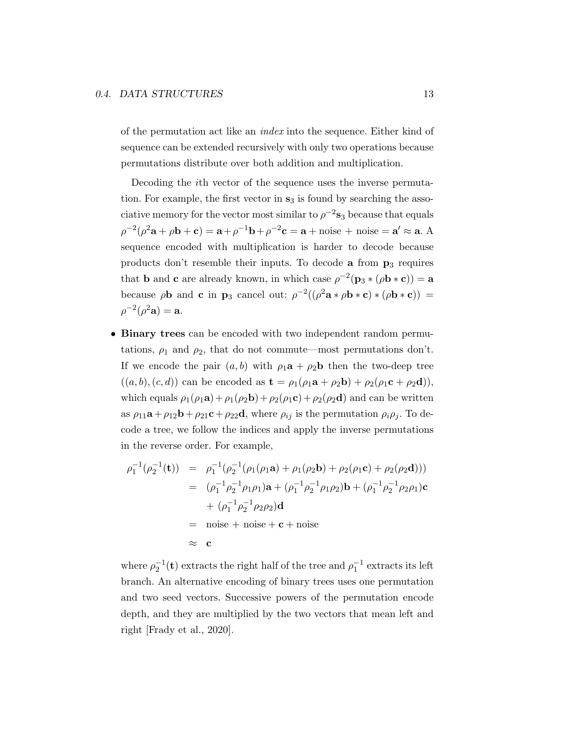of the permutation act like an *index* into the sequence. Either kind of sequence can be extended recursively with only two operations because permutations distribute over both addition and multiplication.

Decoding the $i$th vector of the sequence uses the inverse permutation. For example, the first vector in $\mathbf{s}_3$ is found by searching the associative memory for the vector most similar to $\rho^{-2}\mathbf{s}_3$ because that equals $\rho^{-2}(\rho^2\mathbf{a} + \rho\mathbf{b} + \mathbf{c}) = \mathbf{a} + \rho^{-1}\mathbf{b} + \rho^{-2}\mathbf{c} = \mathbf{a} + \text{noise} + \text{noise} = \mathbf{a}' \approx \mathbf{a}$. A sequence encoded with multiplication is harder to decode because products don't resemble their inputs. To decode $\mathbf{a}$ from $\mathbf{p}_3$ requires that $\mathbf{b}$ and $\mathbf{c}$ are already known, in which case $\rho^{-2}(\mathbf{p}_3 * (\rho\mathbf{b} * \mathbf{c})) = \mathbf{a}$ because $\rho\mathbf{b}$ and $\mathbf{c}$ in $\mathbf{p}_3$ cancel out: $\rho^{-2}((\rho^2\mathbf{a} * \rho\mathbf{b} * \mathbf{c}) * (\rho\mathbf{b} * \mathbf{c})) = \rho^{-2}(\rho^2\mathbf{a}) = \mathbf{a}$.

- **Binary trees** can be encoded with two independent random permutations, $\rho_1$ and $\rho_2$, that do not commute—most permutations don't. If we encode the pair $(a, b)$ with $\rho_1\mathbf{a} + \rho_2\mathbf{b}$ then the two-deep tree $((a, b), (c, d))$ can be encoded as $\mathbf{t} = \rho_1(\rho_1\mathbf{a} + \rho_2\mathbf{b}) + \rho_2(\rho_1\mathbf{c} + \rho_2\mathbf{d})$, which equals $\rho_1(\rho_1\mathbf{a}) + \rho_1(\rho_2\mathbf{b}) + \rho_2(\rho_1\mathbf{c}) + \rho_2(\rho_2\mathbf{d})$ and can be written as $\rho_{11}\mathbf{a} + \rho_{12}\mathbf{b} + \rho_{21}\mathbf{c} + \rho_{22}\mathbf{d}$, where $\rho_{ij}$ is the permutation $\rho_i\rho_j$. To decode a tree, we follow the indices and apply the inverse permutations in the reverse order. For example,

$$
\begin{aligned}
\rho_1^{-1}(\rho_2^{-1}(\mathbf{t})) &= \rho_1^{-1}(\rho_2^{-1}(\rho_1(\rho_1\mathbf{a}) + \rho_1(\rho_2\mathbf{b}) + \rho_2(\rho_1\mathbf{c}) + \rho_2(\rho_2\mathbf{d}))) \\
&= (\rho_1^{-1}\rho_2^{-1}\rho_1\rho_1)\mathbf{a} + (\rho_1^{-1}\rho_2^{-1}\rho_1\rho_2)\mathbf{b} + (\rho_1^{-1}\rho_2^{-1}\rho_2\rho_1)\mathbf{c} \\
&\quad + (\rho_1^{-1}\rho_2^{-1}\rho_2\rho_2)\mathbf{d} \\
&= \text{noise} + \text{noise} + \mathbf{c} + \text{noise} \\
&\approx \mathbf{c}
\end{aligned}
$$

where $\rho_2^{-1}(\mathbf{t})$ extracts the right half of the tree and $\rho_1^{-1}$ extracts its left branch. An alternative encoding of binary trees uses one permutation and two seed vectors. Successive powers of the permutation encode depth, and they are multiplied by the two vectors that mean left and right [Frady et al., 2020].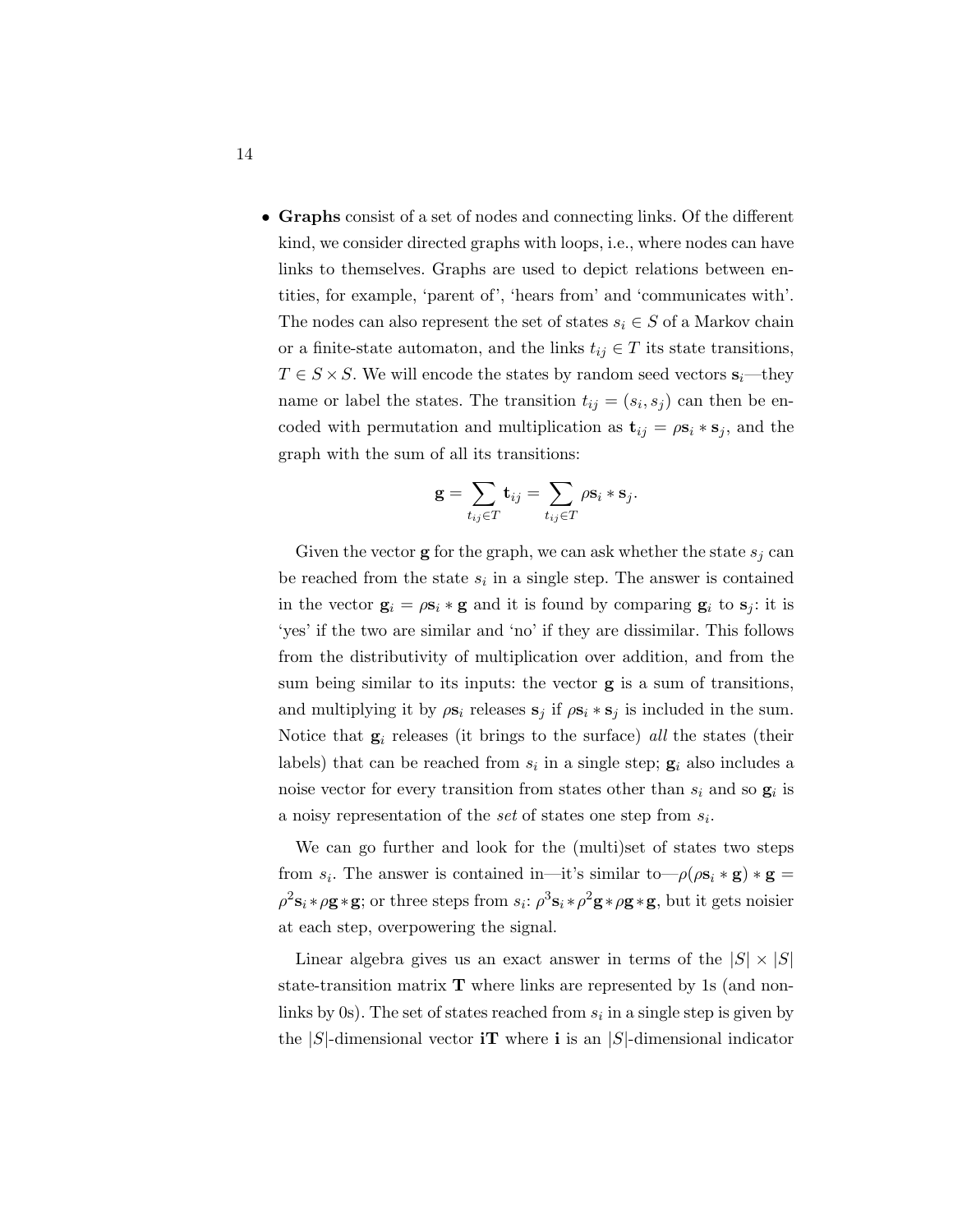- **Graphs** consist of a set of nodes and connecting links. Of the different kind, we consider directed graphs with loops, i.e., where nodes can have links to themselves. Graphs are used to depict relations between entities, for example, 'parent of', 'hears from' and 'communicates with'. The nodes can also represent the set of states $s_i \in S$ of a Markov chain or a finite-state automaton, and the links $t_{ij} \in T$ its state transitions, $T \in S \times S$. We will encode the states by random seed vectors $\mathbf{s}_i$—they name or label the states. The transition $t_{ij} = (s_i, s_j)$ can then be encoded with permutation and multiplication as $\mathbf{t}_{ij} = \rho\mathbf{s}_i * \mathbf{s}_j$, and the graph with the sum of all its transitions:

  $$\mathbf{g} = \sum_{t_{ij} \in T} \mathbf{t}_{ij} = \sum_{t_{ij} \in T} \rho\mathbf{s}_i * \mathbf{s}_j.$$

  Given the vector $\mathbf{g}$ for the graph, we can ask whether the state $s_j$ can be reached from the state $s_i$ in a single step. The answer is contained in the vector $\mathbf{g}_i = \rho\mathbf{s}_i * \mathbf{g}$ and it is found by comparing $\mathbf{g}_i$ to $\mathbf{s}_j$: it is 'yes' if the two are similar and 'no' if they are dissimilar. This follows from the distributivity of multiplication over addition, and from the sum being similar to its inputs: the vector $\mathbf{g}$ is a sum of transitions, and multiplying it by $\rho\mathbf{s}_i$ releases $\mathbf{s}_j$ if $\rho\mathbf{s}_i * \mathbf{s}_j$ is included in the sum. Notice that $\mathbf{g}_i$ releases (it brings to the surface) *all* the states (their labels) that can be reached from $s_i$ in a single step; $\mathbf{g}_i$ also includes a noise vector for every transition from states other than $s_i$ and so $\mathbf{g}_i$ is a noisy representation of the *set* of states one step from $s_i$.

  We can go further and look for the (multi)set of states two steps from $s_i$. The answer is contained in—it's similar to—$\rho(\rho\mathbf{s}_i * \mathbf{g}) * \mathbf{g} = \rho^2\mathbf{s}_i * \rho\mathbf{g} * \mathbf{g}$; or three steps from $s_i$: $\rho^3\mathbf{s}_i * \rho^2\mathbf{g} * \rho\mathbf{g} * \mathbf{g}$, but it gets noisier at each step, overpowering the signal.

  Linear algebra gives us an exact answer in terms of the $|S| \times |S|$ state-transition matrix $\mathbf{T}$ where links are represented by 1s (and non-links by 0s). The set of states reached from $s_i$ in a single step is given by the $|S|$-dimensional vector $\mathbf{iT}$ where $\mathbf{i}$ is an $|S|$-dimensional indicator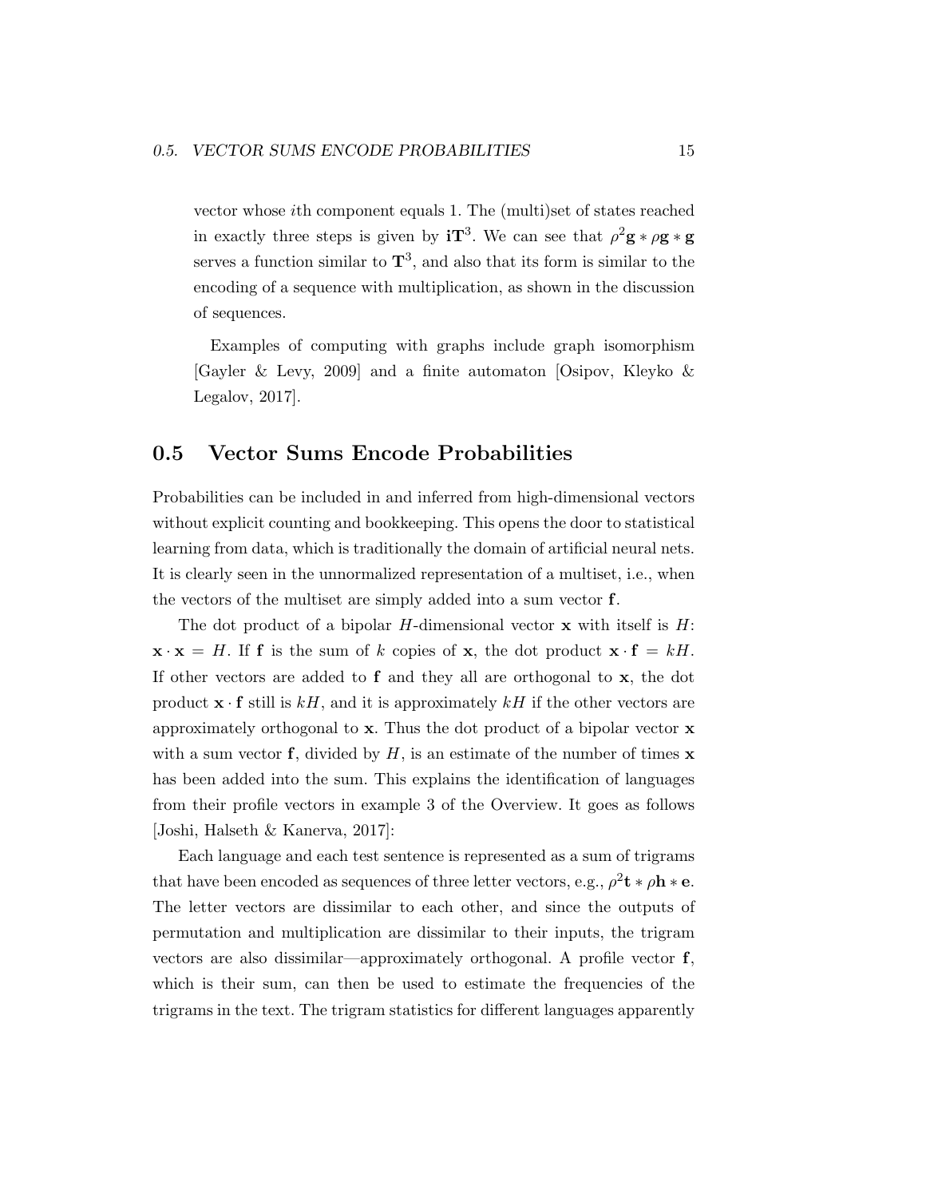vector whose $i$th component equals 1. The (multi)set of states reached in exactly three steps is given by $\mathbf{i}\mathbf{T}^3$. We can see that $\rho^2\mathbf{g} * \rho\mathbf{g} * \mathbf{g}$ serves a function similar to $\mathbf{T}^3$, and also that its form is similar to the encoding of a sequence with multiplication, as shown in the discussion of sequences.

Examples of computing with graphs include graph isomorphism [Gayler & Levy, 2009] and a finite automaton [Osipov, Kleyko & Legalov, 2017].

## 0.5 Vector Sums Encode Probabilities

Probabilities can be included in and inferred from high-dimensional vectors without explicit counting and bookkeeping. This opens the door to statistical learning from data, which is traditionally the domain of artificial neural nets. It is clearly seen in the unnormalized representation of a multiset, i.e., when the vectors of the multiset are simply added into a sum vector $\mathbf{f}$.

The dot product of a bipolar $H$-dimensional vector $\mathbf{x}$ with itself is $H$: $\mathbf{x} \cdot \mathbf{x} = H$. If $\mathbf{f}$ is the sum of $k$ copies of $\mathbf{x}$, the dot product $\mathbf{x} \cdot \mathbf{f} = kH$. If other vectors are added to $\mathbf{f}$ and they all are orthogonal to $\mathbf{x}$, the dot product $\mathbf{x} \cdot \mathbf{f}$ still is $kH$, and it is approximately $kH$ if the other vectors are approximately orthogonal to $\mathbf{x}$. Thus the dot product of a bipolar vector $\mathbf{x}$ with a sum vector $\mathbf{f}$, divided by $H$, is an estimate of the number of times $\mathbf{x}$ has been added into the sum. This explains the identification of languages from their profile vectors in example 3 of the Overview. It goes as follows [Joshi, Halseth & Kanerva, 2017]:

Each language and each test sentence is represented as a sum of trigrams that have been encoded as sequences of three letter vectors, e.g., $\rho^2\mathbf{t} * \rho\mathbf{h} * \mathbf{e}$. The letter vectors are dissimilar to each other, and since the outputs of permutation and multiplication are dissimilar to their inputs, the trigram vectors are also dissimilar—approximately orthogonal. A profile vector $\mathbf{f}$, which is their sum, can then be used to estimate the frequencies of the trigrams in the text. The trigram statistics for different languages apparently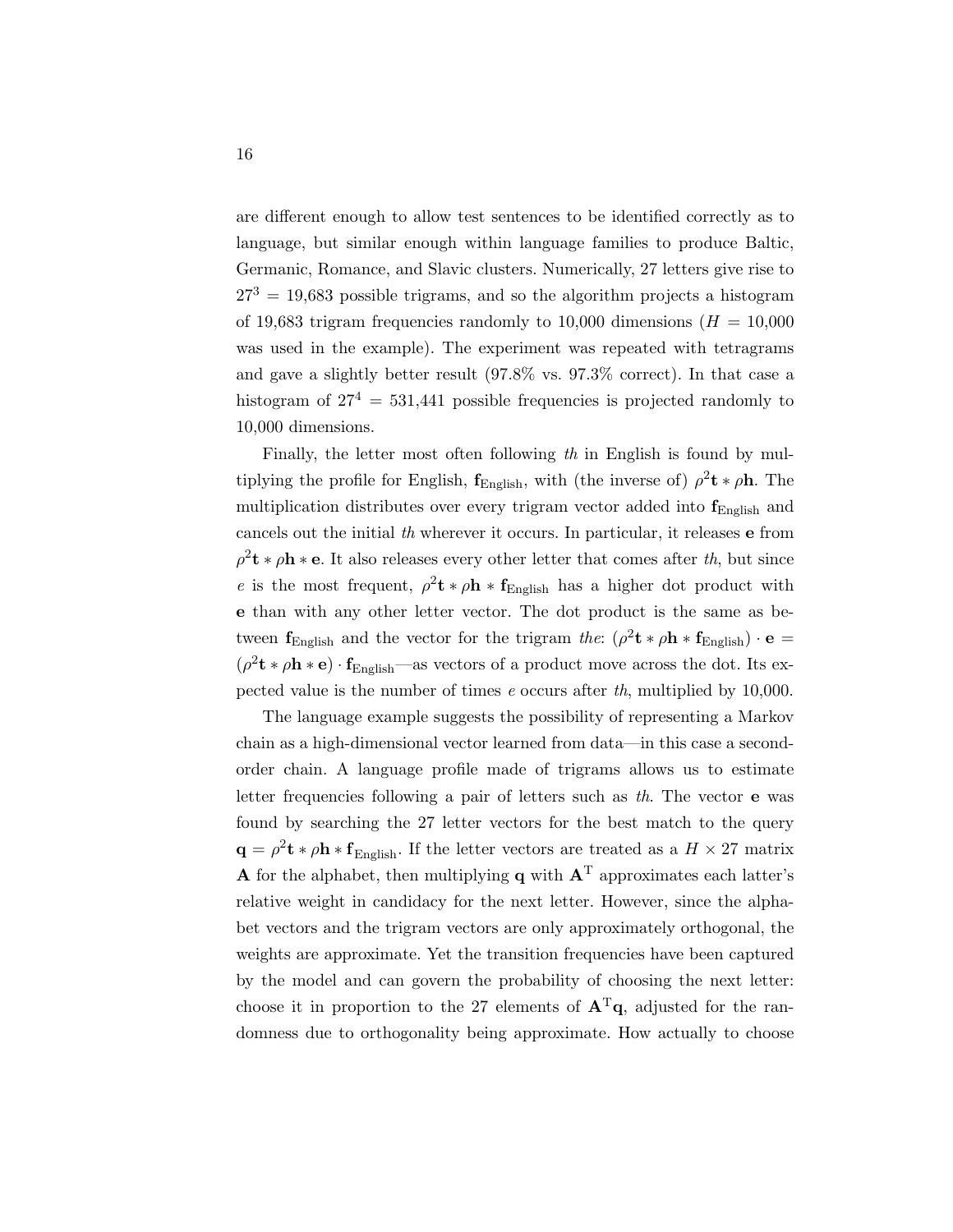are different enough to allow test sentences to be identified correctly as to language, but similar enough within language families to produce Baltic, Germanic, Romance, and Slavic clusters. Numerically, 27 letters give rise to $27^3 = 19{,}683$ possible trigrams, and so the algorithm projects a histogram of 19,683 trigram frequencies randomly to 10,000 dimensions ($H = 10{,}000$ was used in the example). The experiment was repeated with tetragrams and gave a slightly better result (97.8% vs. 97.3% correct). In that case a histogram of $27^4 = 531{,}441$ possible frequencies is projected randomly to 10,000 dimensions.

Finally, the letter most often following *th* in English is found by multiplying the profile for English, $\mathbf{f}_{\text{English}}$, with (the inverse of) $\rho^2\mathbf{t} * \rho\mathbf{h}$. The multiplication distributes over every trigram vector added into $\mathbf{f}_{\text{English}}$ and cancels out the initial *th* wherever it occurs. In particular, it releases $\mathbf{e}$ from $\rho^2\mathbf{t} * \rho\mathbf{h} * \mathbf{e}$. It also releases every other letter that comes after *th*, but since *e* is the most frequent, $\rho^2\mathbf{t} * \rho\mathbf{h} * \mathbf{f}_{\text{English}}$ has a higher dot product with $\mathbf{e}$ than with any other letter vector. The dot product is the same as between $\mathbf{f}_{\text{English}}$ and the vector for the trigram *the*: $(\rho^2\mathbf{t} * \rho\mathbf{h} * \mathbf{f}_{\text{English}}) \cdot \mathbf{e} = (\rho^2\mathbf{t} * \rho\mathbf{h} * \mathbf{e}) \cdot \mathbf{f}_{\text{English}}$—as vectors of a product move across the dot. Its expected value is the number of times *e* occurs after *th*, multiplied by 10,000.

The language example suggests the possibility of representing a Markov chain as a high-dimensional vector learned from data—in this case a second-order chain. A language profile made of trigrams allows us to estimate letter frequencies following a pair of letters such as *th*. The vector $\mathbf{e}$ was found by searching the 27 letter vectors for the best match to the query $\mathbf{q} = \rho^2\mathbf{t} * \rho\mathbf{h} * \mathbf{f}_{\text{English}}$. If the letter vectors are treated as a $H \times 27$ matrix $\mathbf{A}$ for the alphabet, then multiplying $\mathbf{q}$ with $\mathbf{A}^{\mathrm{T}}$ approximates each latter's relative weight in candidacy for the next letter. However, since the alphabet vectors and the trigram vectors are only approximately orthogonal, the weights are approximate. Yet the transition frequencies have been captured by the model and can govern the probability of choosing the next letter: choose it in proportion to the 27 elements of $\mathbf{A}^{\mathrm{T}}\mathbf{q}$, adjusted for the randomness due to orthogonality being approximate. How actually to choose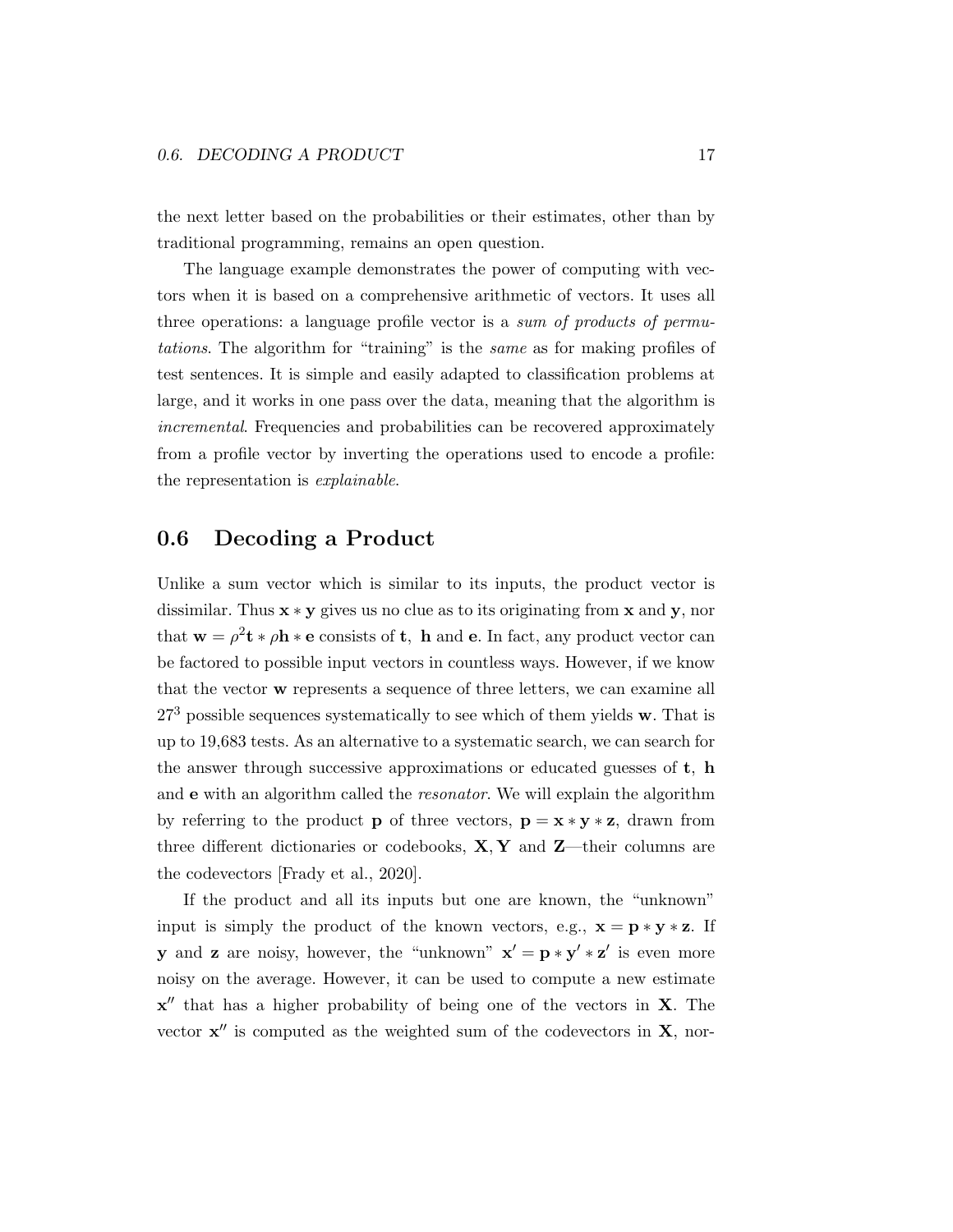the next letter based on the probabilities or their estimates, other than by traditional programming, remains an open question.

The language example demonstrates the power of computing with vectors when it is based on a comprehensive arithmetic of vectors. It uses all three operations: a language profile vector is a *sum of products of permutations*. The algorithm for "training" is the *same* as for making profiles of test sentences. It is simple and easily adapted to classification problems at large, and it works in one pass over the data, meaning that the algorithm is *incremental*. Frequencies and probabilities can be recovered approximately from a profile vector by inverting the operations used to encode a profile: the representation is *explainable*.

## 0.6 Decoding a Product

Unlike a sum vector which is similar to its inputs, the product vector is dissimilar. Thus $\mathbf{x} * \mathbf{y}$ gives us no clue as to its originating from $\mathbf{x}$ and $\mathbf{y}$, nor that $\mathbf{w} = \rho^2\mathbf{t} * \rho\mathbf{h} * \mathbf{e}$ consists of $\mathbf{t}$, $\mathbf{h}$ and $\mathbf{e}$. In fact, any product vector can be factored to possible input vectors in countless ways. However, if we know that the vector $\mathbf{w}$ represents a sequence of three letters, we can examine all $27^3$ possible sequences systematically to see which of them yields $\mathbf{w}$. That is up to 19,683 tests. As an alternative to a systematic search, we can search for the answer through successive approximations or educated guesses of $\mathbf{t}$, $\mathbf{h}$ and $\mathbf{e}$ with an algorithm called the *resonator*. We will explain the algorithm by referring to the product $\mathbf{p}$ of three vectors, $\mathbf{p} = \mathbf{x} * \mathbf{y} * \mathbf{z}$, drawn from three different dictionaries or codebooks, $\mathbf{X}, \mathbf{Y}$ and $\mathbf{Z}$—their columns are the codevectors [Frady et al., 2020].

If the product and all its inputs but one are known, the "unknown" input is simply the product of the known vectors, e.g., $\mathbf{x} = \mathbf{p} * \mathbf{y} * \mathbf{z}$. If $\mathbf{y}$ and $\mathbf{z}$ are noisy, however, the "unknown" $\mathbf{x}' = \mathbf{p} * \mathbf{y}' * \mathbf{z}'$ is even more noisy on the average. However, it can be used to compute a new estimate $\mathbf{x}''$ that has a higher probability of being one of the vectors in $\mathbf{X}$. The vector $\mathbf{x}''$ is computed as the weighted sum of the codevectors in $\mathbf{X}$, nor-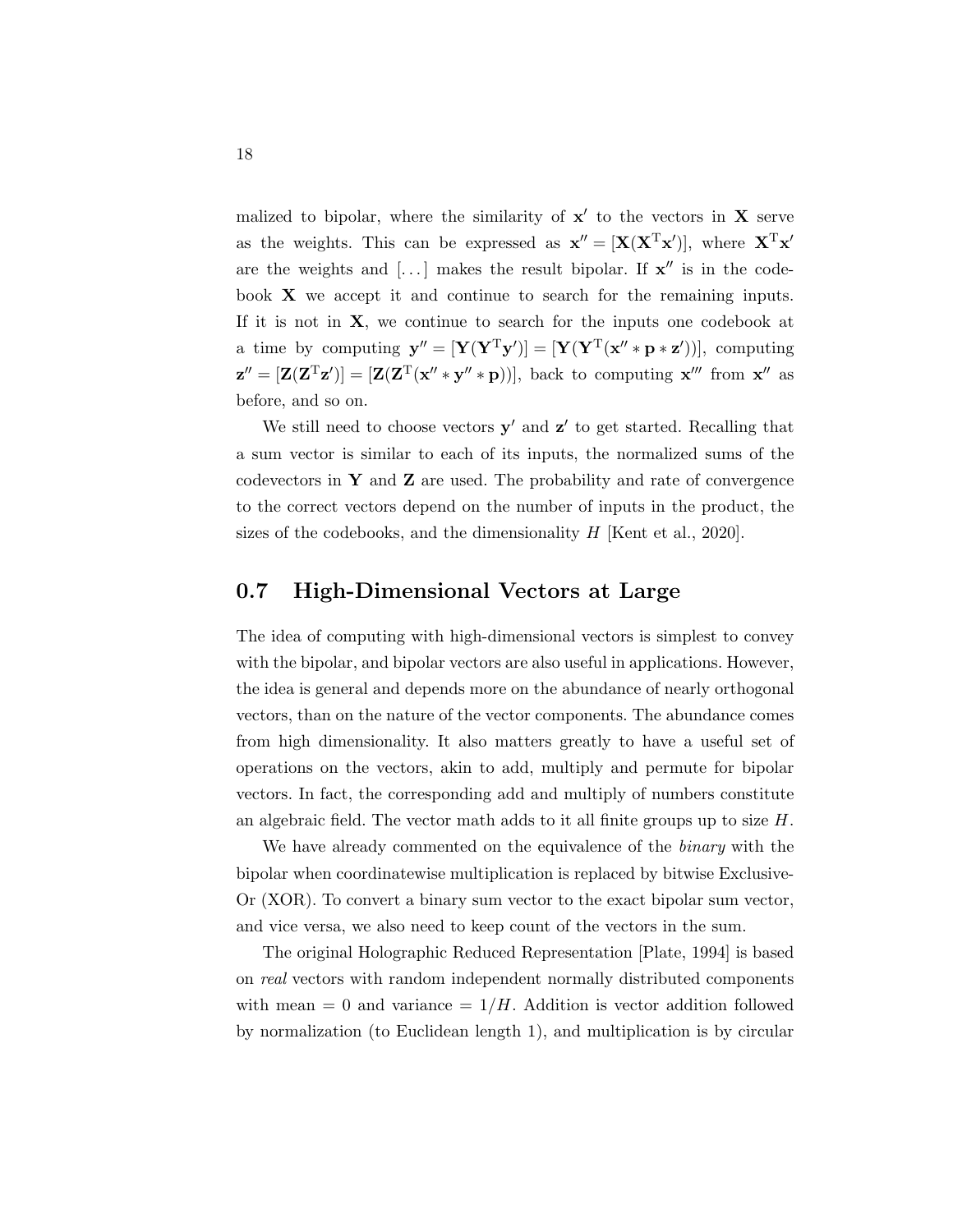malized to bipolar, where the similarity of $\mathbf{x}'$ to the vectors in $\mathbf{X}$ serve as the weights. This can be expressed as $\mathbf{x}'' = [\mathbf{X}(\mathbf{X}^{\mathrm{T}}\mathbf{x}')]$, where $\mathbf{X}^{\mathrm{T}}\mathbf{x}'$ are the weights and $[\dots]$ makes the result bipolar. If $\mathbf{x}''$ is in the codebook $\mathbf{X}$ we accept it and continue to search for the remaining inputs. If it is not in $\mathbf{X}$, we continue to search for the inputs one codebook at a time by computing $\mathbf{y}'' = [\mathbf{Y}(\mathbf{Y}^{\mathrm{T}}\mathbf{y}')] = [\mathbf{Y}(\mathbf{Y}^{\mathrm{T}}(\mathbf{x}'' * \mathbf{p} * \mathbf{z}'))]$, computing $\mathbf{z}'' = [\mathbf{Z}(\mathbf{Z}^{\mathrm{T}}\mathbf{z}')] = [\mathbf{Z}(\mathbf{Z}^{\mathrm{T}}(\mathbf{x}'' * \mathbf{y}'' * \mathbf{p}))]$, back to computing $\mathbf{x}'''$ from $\mathbf{x}''$ as before, and so on.

We still need to choose vectors $\mathbf{y}'$ and $\mathbf{z}'$ to get started. Recalling that a sum vector is similar to each of its inputs, the normalized sums of the codevectors in $\mathbf{Y}$ and $\mathbf{Z}$ are used. The probability and rate of convergence to the correct vectors depend on the number of inputs in the product, the sizes of the codebooks, and the dimensionality $H$ [Kent et al., 2020].

## 0.7 High-Dimensional Vectors at Large

The idea of computing with high-dimensional vectors is simplest to convey with the bipolar, and bipolar vectors are also useful in applications. However, the idea is general and depends more on the abundance of nearly orthogonal vectors, than on the nature of the vector components. The abundance comes from high dimensionality. It also matters greatly to have a useful set of operations on the vectors, akin to add, multiply and permute for bipolar vectors. In fact, the corresponding add and multiply of numbers constitute an algebraic field. The vector math adds to it all finite groups up to size $H$.

We have already commented on the equivalence of the *binary* with the bipolar when coordinatewise multiplication is replaced by bitwise Exclusive-Or (XOR). To convert a binary sum vector to the exact bipolar sum vector, and vice versa, we also need to keep count of the vectors in the sum.

The original Holographic Reduced Representation [Plate, 1994] is based on *real* vectors with random independent normally distributed components with mean $= 0$ and variance $= 1/H$. Addition is vector addition followed by normalization (to Euclidean length 1), and multiplication is by circular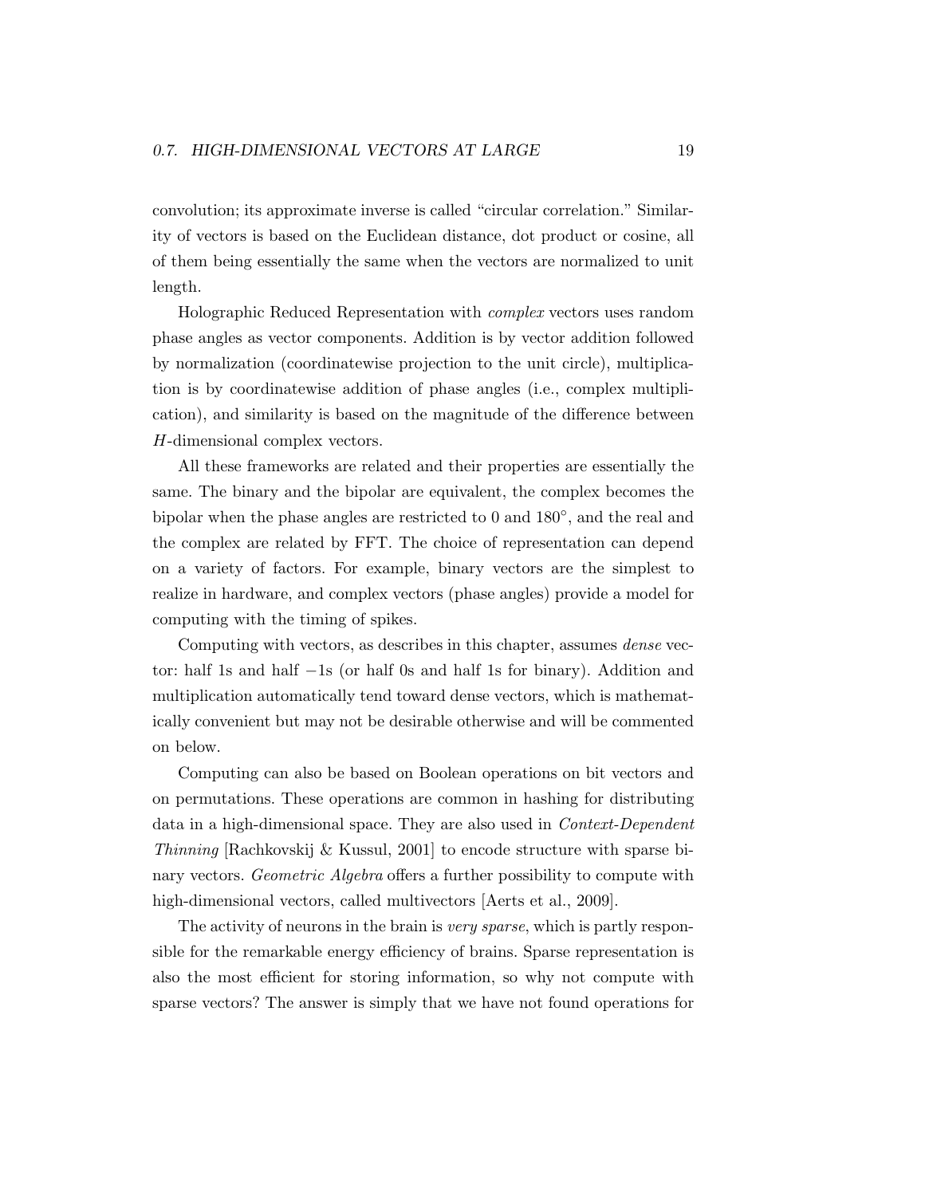convolution; its approximate inverse is called "circular correlation." Similarity of vectors is based on the Euclidean distance, dot product or cosine, all of them being essentially the same when the vectors are normalized to unit length.

Holographic Reduced Representation with *complex* vectors uses random phase angles as vector components. Addition is by vector addition followed by normalization (coordinatewise projection to the unit circle), multiplication is by coordinatewise addition of phase angles (i.e., complex multiplication), and similarity is based on the magnitude of the difference between $H$-dimensional complex vectors.

All these frameworks are related and their properties are essentially the same. The binary and the bipolar are equivalent, the complex becomes the bipolar when the phase angles are restricted to 0 and $180^{\circ}$, and the real and the complex are related by FFT. The choice of representation can depend on a variety of factors. For example, binary vectors are the simplest to realize in hardware, and complex vectors (phase angles) provide a model for computing with the timing of spikes.

Computing with vectors, as describes in this chapter, assumes *dense* vector: half 1s and half $-1$s (or half 0s and half 1s for binary). Addition and multiplication automatically tend toward dense vectors, which is mathematically convenient but may not be desirable otherwise and will be commented on below.

Computing can also be based on Boolean operations on bit vectors and on permutations. These operations are common in hashing for distributing data in a high-dimensional space. They are also used in *Context-Dependent Thinning* [Rachkovskij & Kussul, 2001] to encode structure with sparse binary vectors. *Geometric Algebra* offers a further possibility to compute with high-dimensional vectors, called multivectors [Aerts et al., 2009].

The activity of neurons in the brain is *very sparse*, which is partly responsible for the remarkable energy efficiency of brains. Sparse representation is also the most efficient for storing information, so why not compute with sparse vectors? The answer is simply that we have not found operations for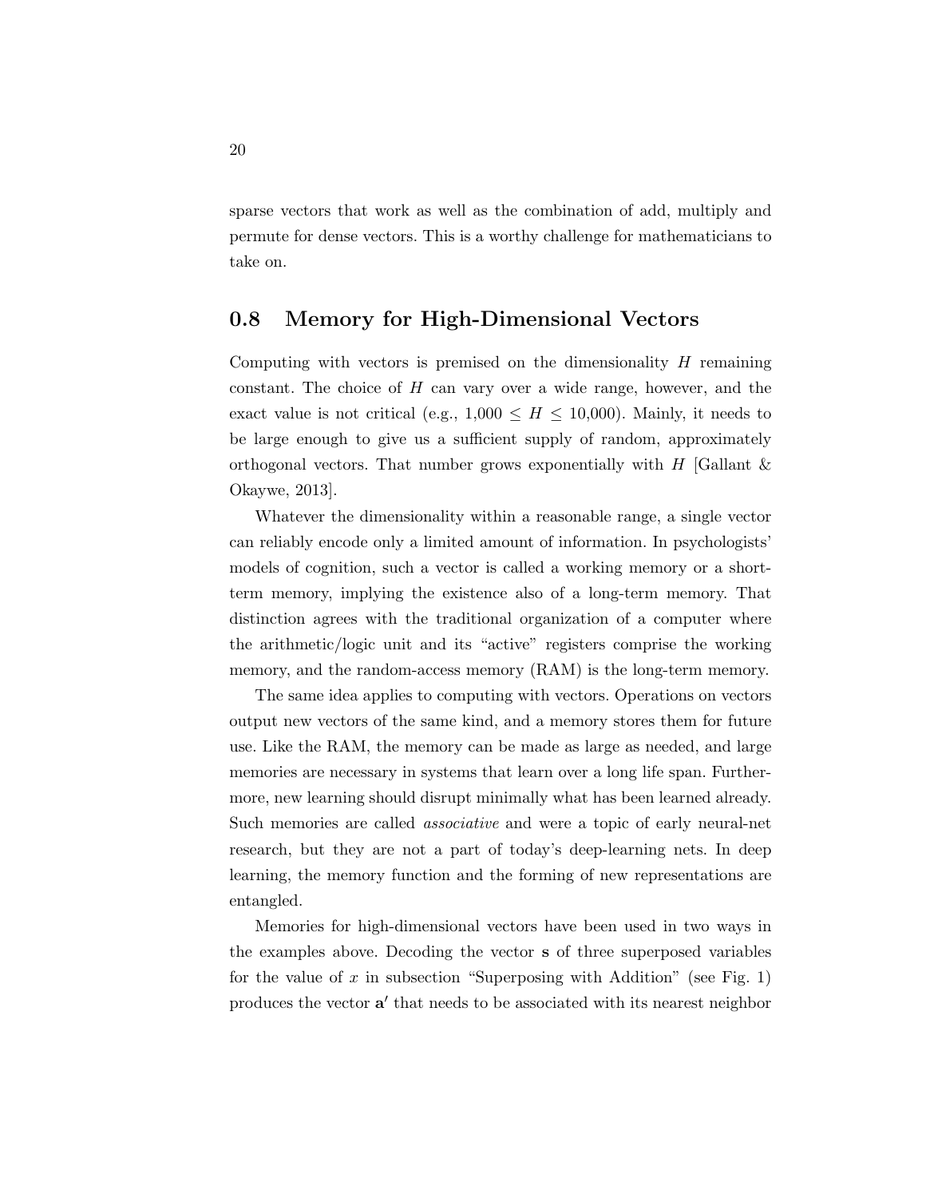sparse vectors that work as well as the combination of add, multiply and permute for dense vectors. This is a worthy challenge for mathematicians to take on.

## 0.8 Memory for High-Dimensional Vectors

Computing with vectors is premised on the dimensionality $H$ remaining constant. The choice of $H$ can vary over a wide range, however, and the exact value is not critical (e.g., $1{,}000 \leq H \leq 10{,}000$). Mainly, it needs to be large enough to give us a sufficient supply of random, approximately orthogonal vectors. That number grows exponentially with $H$ [Gallant & Okaywe, 2013].

Whatever the dimensionality within a reasonable range, a single vector can reliably encode only a limited amount of information. In psychologists' models of cognition, such a vector is called a working memory or a short-term memory, implying the existence also of a long-term memory. That distinction agrees with the traditional organization of a computer where the arithmetic/logic unit and its "active" registers comprise the working memory, and the random-access memory (RAM) is the long-term memory.

The same idea applies to computing with vectors. Operations on vectors output new vectors of the same kind, and a memory stores them for future use. Like the RAM, the memory can be made as large as needed, and large memories are necessary in systems that learn over a long life span. Furthermore, new learning should disrupt minimally what has been learned already. Such memories are called *associative* and were a topic of early neural-net research, but they are not a part of today's deep-learning nets. In deep learning, the memory function and the forming of new representations are entangled.

Memories for high-dimensional vectors have been used in two ways in the examples above. Decoding the vector $\mathbf{s}$ of three superposed variables for the value of $x$ in subsection "Superposing with Addition" (see Fig. 1) produces the vector $\mathbf{a}'$ that needs to be associated with its nearest neighbor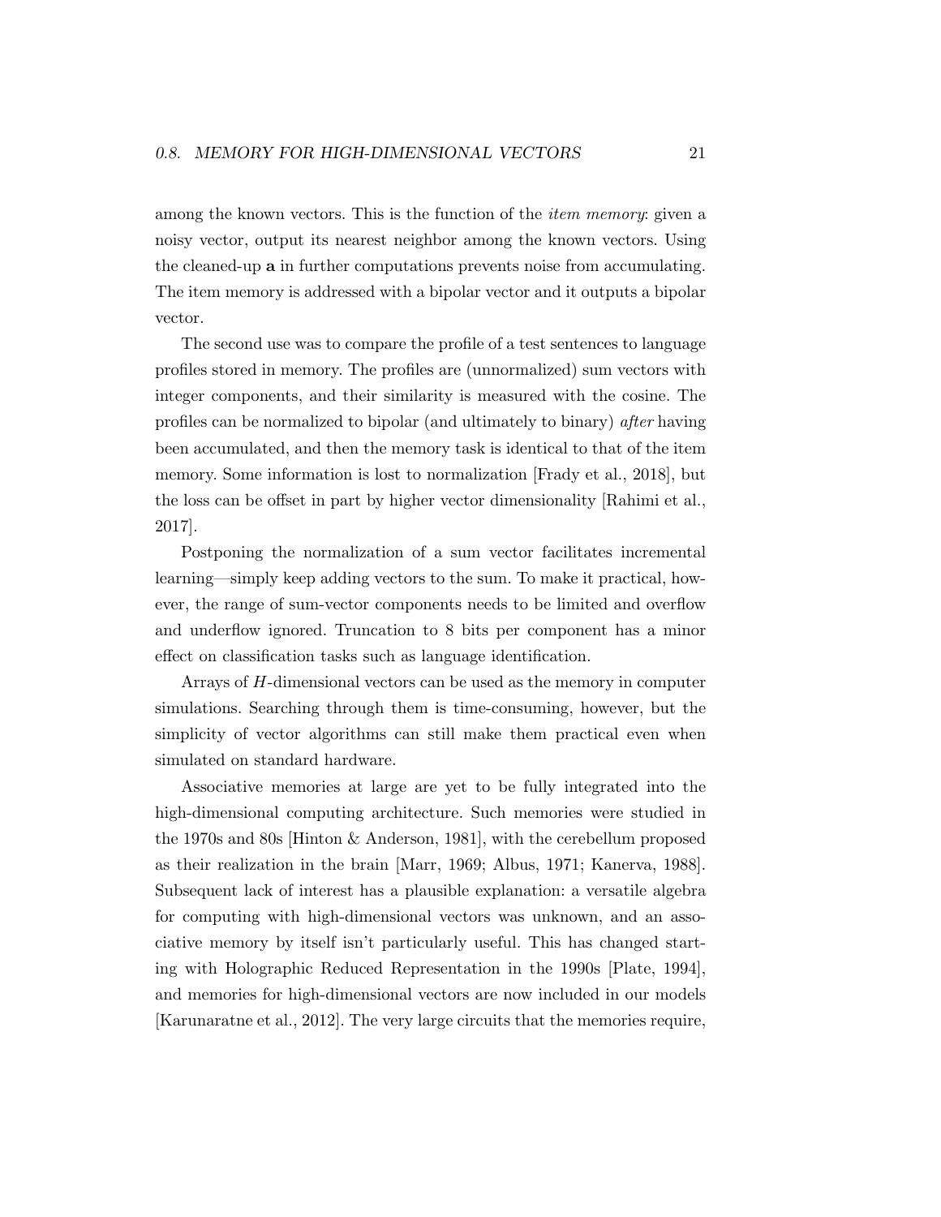among the known vectors. This is the function of the *item memory*: given a noisy vector, output its nearest neighbor among the known vectors. Using the cleaned-up **a** in further computations prevents noise from accumulating. The item memory is addressed with a bipolar vector and it outputs a bipolar vector.

The second use was to compare the profile of a test sentences to language profiles stored in memory. The profiles are (unnormalized) sum vectors with integer components, and their similarity is measured with the cosine. The profiles can be normalized to bipolar (and ultimately to binary) *after* having been accumulated, and then the memory task is identical to that of the item memory. Some information is lost to normalization [Frady et al., 2018], but the loss can be offset in part by higher vector dimensionality [Rahimi et al., 2017].

Postponing the normalization of a sum vector facilitates incremental learning—simply keep adding vectors to the sum. To make it practical, however, the range of sum-vector components needs to be limited and overflow and underflow ignored. Truncation to 8 bits per component has a minor effect on classification tasks such as language identification.

Arrays of $H$-dimensional vectors can be used as the memory in computer simulations. Searching through them is time-consuming, however, but the simplicity of vector algorithms can still make them practical even when simulated on standard hardware.

Associative memories at large are yet to be fully integrated into the high-dimensional computing architecture. Such memories were studied in the 1970s and 80s [Hinton & Anderson, 1981], with the cerebellum proposed as their realization in the brain [Marr, 1969; Albus, 1971; Kanerva, 1988]. Subsequent lack of interest has a plausible explanation: a versatile algebra for computing with high-dimensional vectors was unknown, and an associative memory by itself isn't particularly useful. This has changed starting with Holographic Reduced Representation in the 1990s [Plate, 1994], and memories for high-dimensional vectors are now included in our models [Karunaratne et al., 2012]. The very large circuits that the memories require,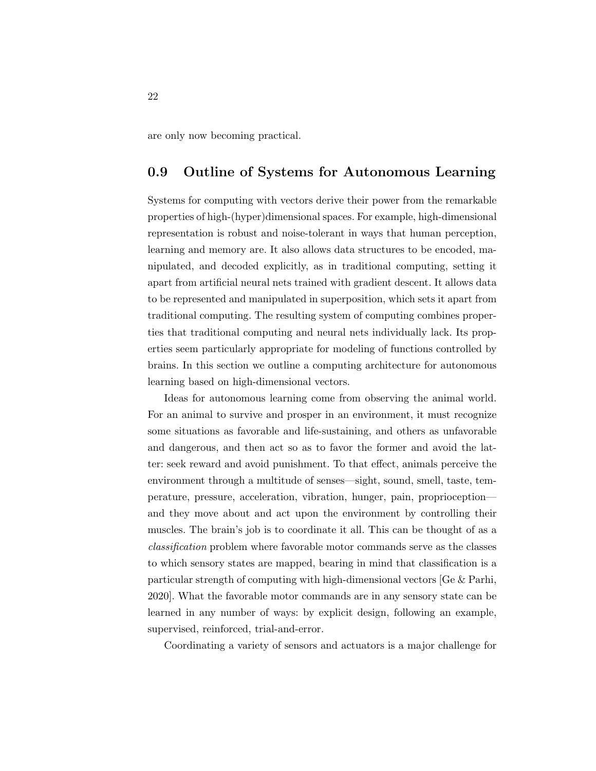are only now becoming practical.

## 0.9 Outline of Systems for Autonomous Learning

Systems for computing with vectors derive their power from the remarkable properties of high-(hyper)dimensional spaces. For example, high-dimensional representation is robust and noise-tolerant in ways that human perception, learning and memory are. It also allows data structures to be encoded, manipulated, and decoded explicitly, as in traditional computing, setting it apart from artificial neural nets trained with gradient descent. It allows data to be represented and manipulated in superposition, which sets it apart from traditional computing. The resulting system of computing combines properties that traditional computing and neural nets individually lack. Its properties seem particularly appropriate for modeling of functions controlled by brains. In this section we outline a computing architecture for autonomous learning based on high-dimensional vectors.

Ideas for autonomous learning come from observing the animal world. For an animal to survive and prosper in an environment, it must recognize some situations as favorable and life-sustaining, and others as unfavorable and dangerous, and then act so as to favor the former and avoid the latter: seek reward and avoid punishment. To that effect, animals perceive the environment through a multitude of senses—sight, sound, smell, taste, temperature, pressure, acceleration, vibration, hunger, pain, proprioception—and they move about and act upon the environment by controlling their muscles. The brain's job is to coordinate it all. This can be thought of as a *classification* problem where favorable motor commands serve as the classes to which sensory states are mapped, bearing in mind that classification is a particular strength of computing with high-dimensional vectors [Ge & Parhi, 2020]. What the favorable motor commands are in any sensory state can be learned in any number of ways: by explicit design, following an example, supervised, reinforced, trial-and-error.

Coordinating a variety of sensors and actuators is a major challenge for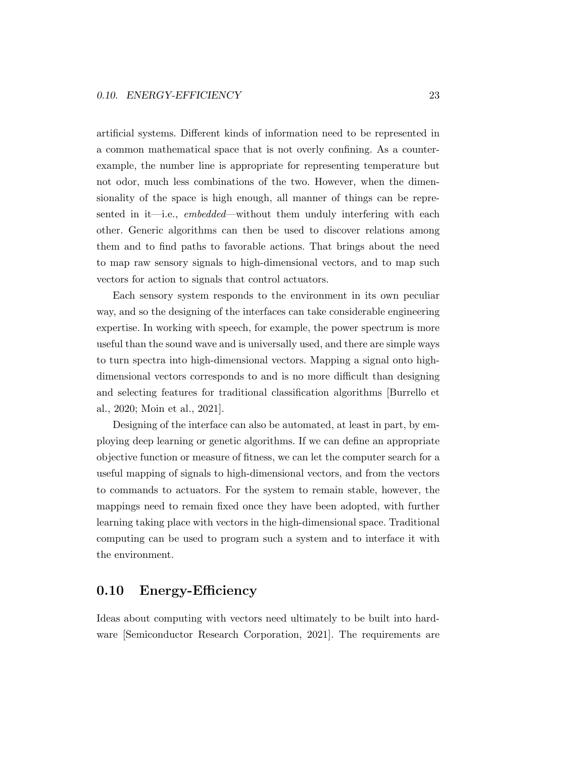artificial systems. Different kinds of information need to be represented in a common mathematical space that is not overly confining. As a counter-example, the number line is appropriate for representing temperature but not odor, much less combinations of the two. However, when the dimensionality of the space is high enough, all manner of things can be represented in it—i.e., *embedded*—without them unduly interfering with each other. Generic algorithms can then be used to discover relations among them and to find paths to favorable actions. That brings about the need to map raw sensory signals to high-dimensional vectors, and to map such vectors for action to signals that control actuators.

Each sensory system responds to the environment in its own peculiar way, and so the designing of the interfaces can take considerable engineering expertise. In working with speech, for example, the power spectrum is more useful than the sound wave and is universally used, and there are simple ways to turn spectra into high-dimensional vectors. Mapping a signal onto high-dimensional vectors corresponds to and is no more difficult than designing and selecting features for traditional classification algorithms [Burrello et al., 2020; Moin et al., 2021].

Designing of the interface can also be automated, at least in part, by employing deep learning or genetic algorithms. If we can define an appropriate objective function or measure of fitness, we can let the computer search for a useful mapping of signals to high-dimensional vectors, and from the vectors to commands to actuators. For the system to remain stable, however, the mappings need to remain fixed once they have been adopted, with further learning taking place with vectors in the high-dimensional space. Traditional computing can be used to program such a system and to interface it with the environment.

## 0.10 Energy-Efficiency

Ideas about computing with vectors need ultimately to be built into hardware [Semiconductor Research Corporation, 2021]. The requirements are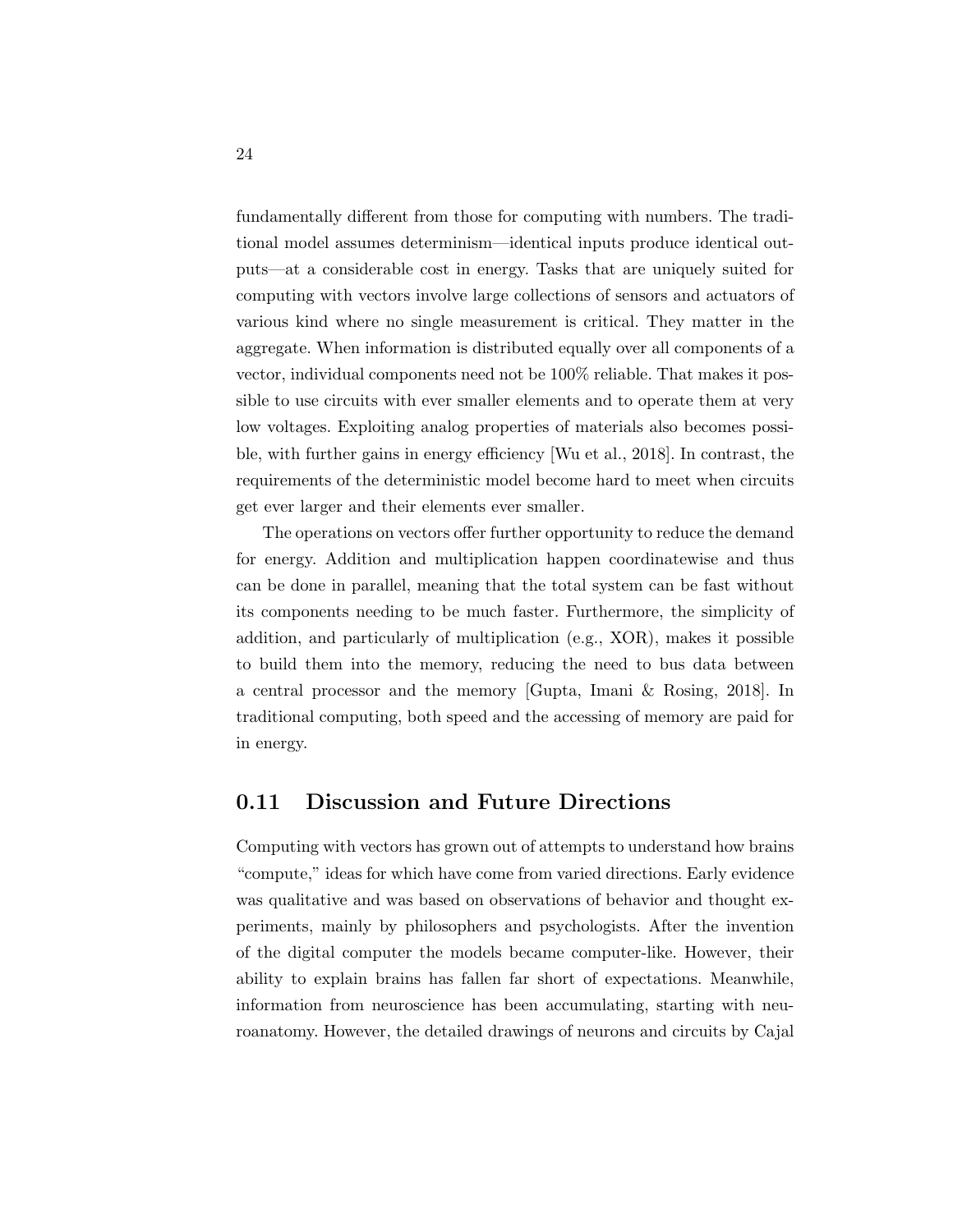fundamentally different from those for computing with numbers. The traditional model assumes determinism—identical inputs produce identical outputs—at a considerable cost in energy. Tasks that are uniquely suited for computing with vectors involve large collections of sensors and actuators of various kind where no single measurement is critical. They matter in the aggregate. When information is distributed equally over all components of a vector, individual components need not be 100% reliable. That makes it possible to use circuits with ever smaller elements and to operate them at very low voltages. Exploiting analog properties of materials also becomes possible, with further gains in energy efficiency [Wu et al., 2018]. In contrast, the requirements of the deterministic model become hard to meet when circuits get ever larger and their elements ever smaller.

The operations on vectors offer further opportunity to reduce the demand for energy. Addition and multiplication happen coordinatewise and thus can be done in parallel, meaning that the total system can be fast without its components needing to be much faster. Furthermore, the simplicity of addition, and particularly of multiplication (e.g., XOR), makes it possible to build them into the memory, reducing the need to bus data between a central processor and the memory [Gupta, Imani & Rosing, 2018]. In traditional computing, both speed and the accessing of memory are paid for in energy.

## 0.11 Discussion and Future Directions

Computing with vectors has grown out of attempts to understand how brains "compute," ideas for which have come from varied directions. Early evidence was qualitative and was based on observations of behavior and thought experiments, mainly by philosophers and psychologists. After the invention of the digital computer the models became computer-like. However, their ability to explain brains has fallen far short of expectations. Meanwhile, information from neuroscience has been accumulating, starting with neuroanatomy. However, the detailed drawings of neurons and circuits by Cajal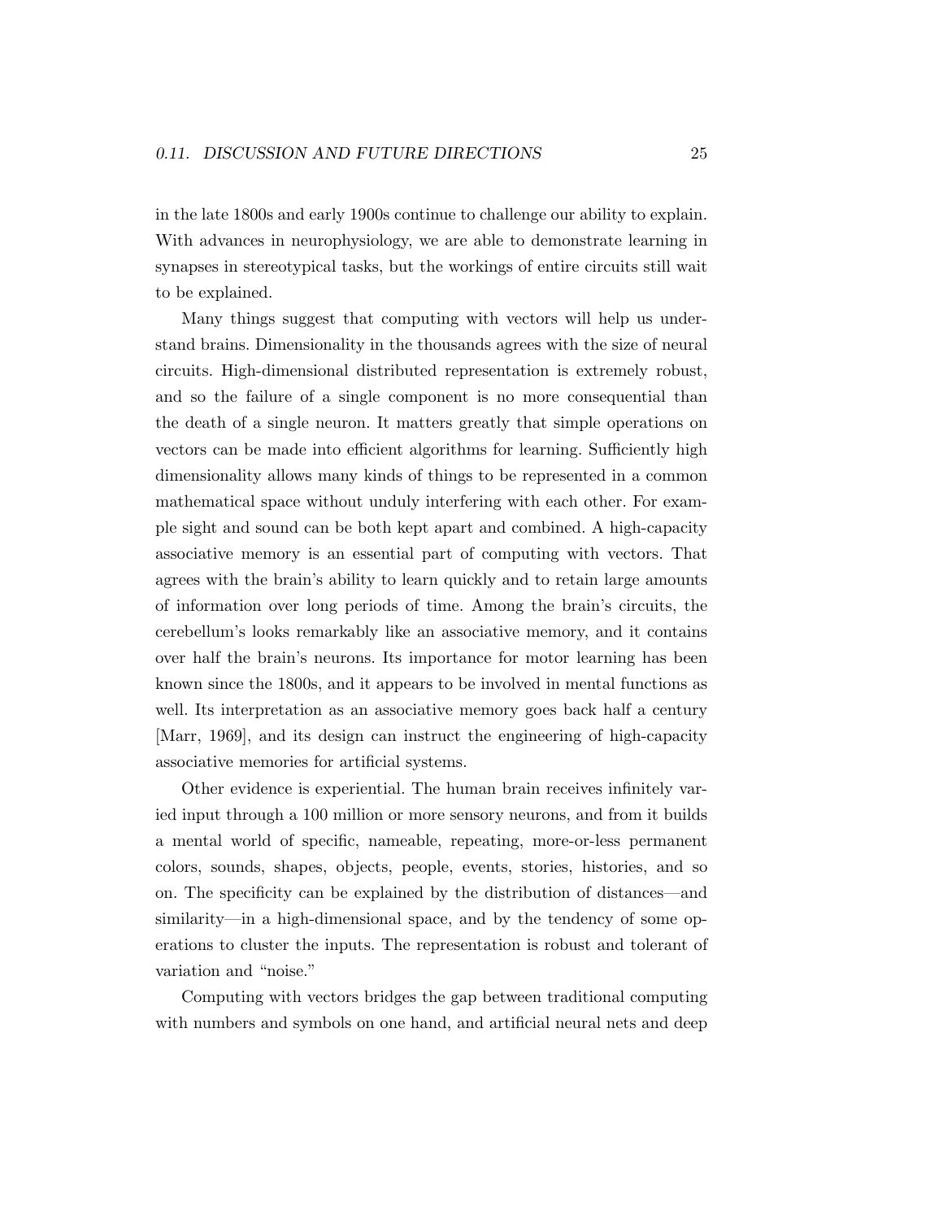in the late 1800s and early 1900s continue to challenge our ability to explain. With advances in neurophysiology, we are able to demonstrate learning in synapses in stereotypical tasks, but the workings of entire circuits still wait to be explained.

Many things suggest that computing with vectors will help us understand brains. Dimensionality in the thousands agrees with the size of neural circuits. High-dimensional distributed representation is extremely robust, and so the failure of a single component is no more consequential than the death of a single neuron. It matters greatly that simple operations on vectors can be made into efficient algorithms for learning. Sufficiently high dimensionality allows many kinds of things to be represented in a common mathematical space without unduly interfering with each other. For example sight and sound can be both kept apart and combined. A high-capacity associative memory is an essential part of computing with vectors. That agrees with the brain's ability to learn quickly and to retain large amounts of information over long periods of time. Among the brain's circuits, the cerebellum's looks remarkably like an associative memory, and it contains over half the brain's neurons. Its importance for motor learning has been known since the 1800s, and it appears to be involved in mental functions as well. Its interpretation as an associative memory goes back half a century [Marr, 1969], and its design can instruct the engineering of high-capacity associative memories for artificial systems.

Other evidence is experiential. The human brain receives infinitely varied input through a 100 million or more sensory neurons, and from it builds a mental world of specific, nameable, repeating, more-or-less permanent colors, sounds, shapes, objects, people, events, stories, histories, and so on. The specificity can be explained by the distribution of distances—and similarity—in a high-dimensional space, and by the tendency of some operations to cluster the inputs. The representation is robust and tolerant of variation and "noise."

Computing with vectors bridges the gap between traditional computing with numbers and symbols on one hand, and artificial neural nets and deep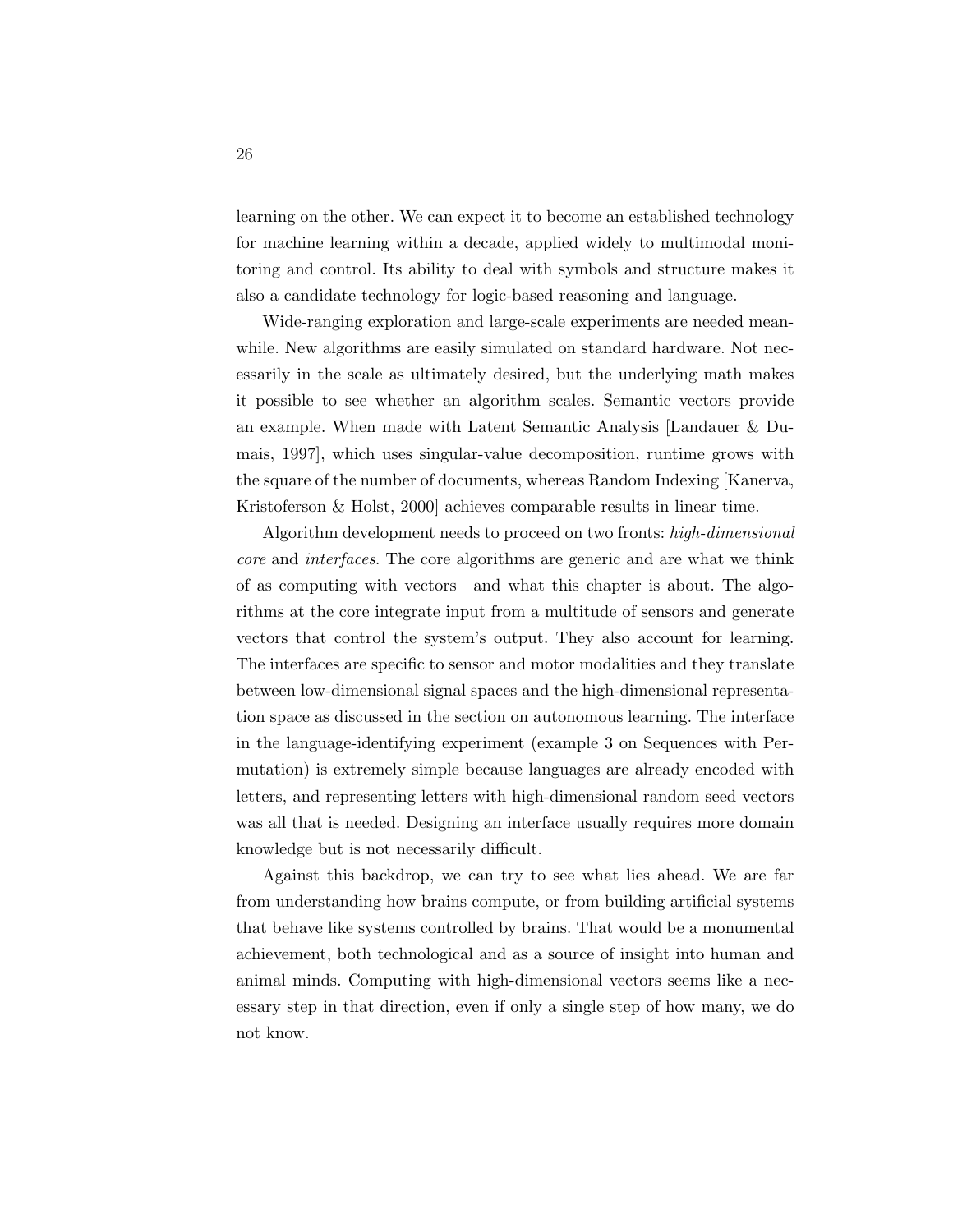learning on the other. We can expect it to become an established technology for machine learning within a decade, applied widely to multimodal monitoring and control. Its ability to deal with symbols and structure makes it also a candidate technology for logic-based reasoning and language.

Wide-ranging exploration and large-scale experiments are needed meanwhile. New algorithms are easily simulated on standard hardware. Not necessarily in the scale as ultimately desired, but the underlying math makes it possible to see whether an algorithm scales. Semantic vectors provide an example. When made with Latent Semantic Analysis [Landauer & Dumais, 1997], which uses singular-value decomposition, runtime grows with the square of the number of documents, whereas Random Indexing [Kanerva, Kristoferson & Holst, 2000] achieves comparable results in linear time.

Algorithm development needs to proceed on two fronts: *high-dimensional core* and *interfaces*. The core algorithms are generic and are what we think of as computing with vectors—and what this chapter is about. The algorithms at the core integrate input from a multitude of sensors and generate vectors that control the system's output. They also account for learning. The interfaces are specific to sensor and motor modalities and they translate between low-dimensional signal spaces and the high-dimensional representation space as discussed in the section on autonomous learning. The interface in the language-identifying experiment (example 3 on Sequences with Permutation) is extremely simple because languages are already encoded with letters, and representing letters with high-dimensional random seed vectors was all that is needed. Designing an interface usually requires more domain knowledge but is not necessarily difficult.

Against this backdrop, we can try to see what lies ahead. We are far from understanding how brains compute, or from building artificial systems that behave like systems controlled by brains. That would be a monumental achievement, both technological and as a source of insight into human and animal minds. Computing with high-dimensional vectors seems like a necessary step in that direction, even if only a single step of how many, we do not know.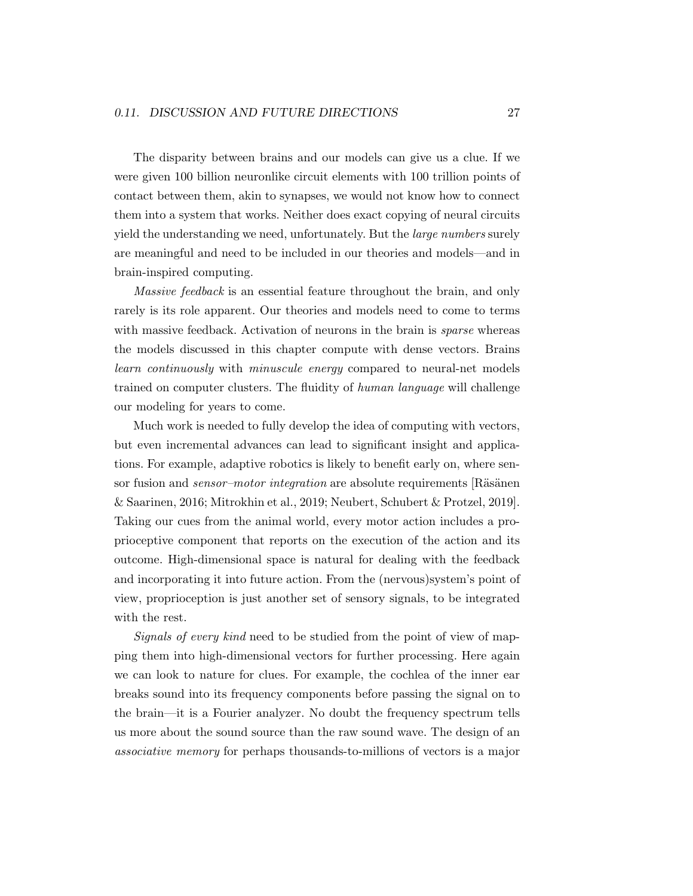The disparity between brains and our models can give us a clue. If we were given 100 billion neuronlike circuit elements with 100 trillion points of contact between them, akin to synapses, we would not know how to connect them into a system that works. Neither does exact copying of neural circuits yield the understanding we need, unfortunately. But the *large numbers* surely are meaningful and need to be included in our theories and models—and in brain-inspired computing.

*Massive feedback* is an essential feature throughout the brain, and only rarely is its role apparent. Our theories and models need to come to terms with massive feedback. Activation of neurons in the brain is *sparse* whereas the models discussed in this chapter compute with dense vectors. Brains *learn continuously* with *minuscule energy* compared to neural-net models trained on computer clusters. The fluidity of *human language* will challenge our modeling for years to come.

Much work is needed to fully develop the idea of computing with vectors, but even incremental advances can lead to significant insight and applications. For example, adaptive robotics is likely to benefit early on, where sensor fusion and *sensor–motor integration* are absolute requirements [Räsänen & Saarinen, 2016; Mitrokhin et al., 2019; Neubert, Schubert & Protzel, 2019]. Taking our cues from the animal world, every motor action includes a proprioceptive component that reports on the execution of the action and its outcome. High-dimensional space is natural for dealing with the feedback and incorporating it into future action. From the (nervous)system's point of view, proprioception is just another set of sensory signals, to be integrated with the rest.

*Signals of every kind* need to be studied from the point of view of mapping them into high-dimensional vectors for further processing. Here again we can look to nature for clues. For example, the cochlea of the inner ear breaks sound into its frequency components before passing the signal on to the brain—it is a Fourier analyzer. No doubt the frequency spectrum tells us more about the sound source than the raw sound wave. The design of an *associative memory* for perhaps thousands-to-millions of vectors is a major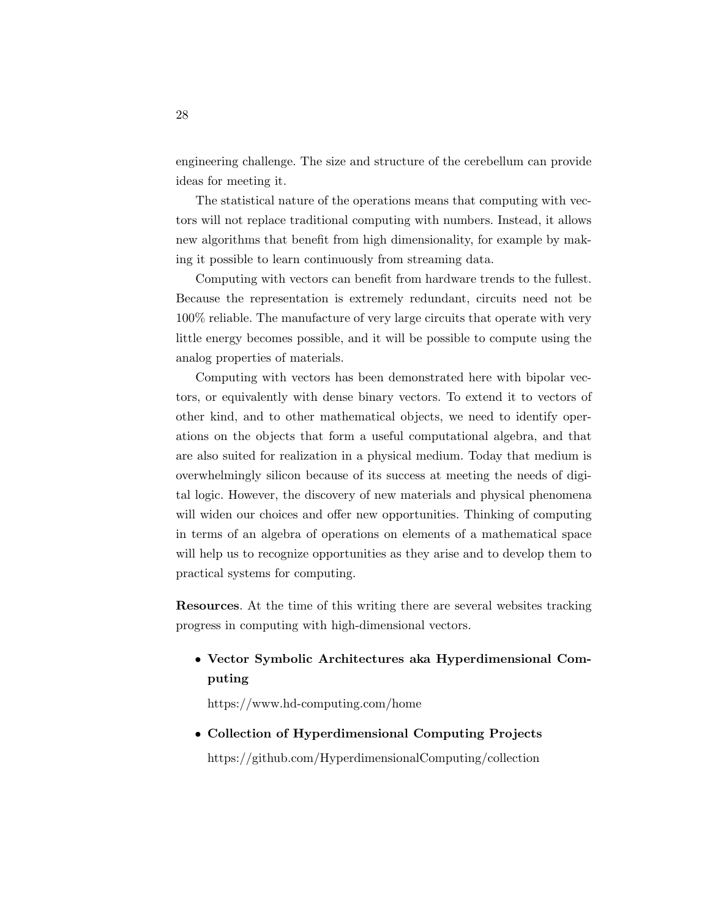engineering challenge. The size and structure of the cerebellum can provide ideas for meeting it.

The statistical nature of the operations means that computing with vectors will not replace traditional computing with numbers. Instead, it allows new algorithms that benefit from high dimensionality, for example by making it possible to learn continuously from streaming data.

Computing with vectors can benefit from hardware trends to the fullest. Because the representation is extremely redundant, circuits need not be 100% reliable. The manufacture of very large circuits that operate with very little energy becomes possible, and it will be possible to compute using the analog properties of materials.

Computing with vectors has been demonstrated here with bipolar vectors, or equivalently with dense binary vectors. To extend it to vectors of other kind, and to other mathematical objects, we need to identify operations on the objects that form a useful computational algebra, and that are also suited for realization in a physical medium. Today that medium is overwhelmingly silicon because of its success at meeting the needs of digital logic. However, the discovery of new materials and physical phenomena will widen our choices and offer new opportunities. Thinking of computing in terms of an algebra of operations on elements of a mathematical space will help us to recognize opportunities as they arise and to develop them to practical systems for computing.

**Resources**. At the time of this writing there are several websites tracking progress in computing with high-dimensional vectors.

- **Vector Symbolic Architectures aka Hyperdimensional Computing**

  https://www.hd-computing.com/home

- **Collection of Hyperdimensional Computing Projects**

  https://github.com/HyperdimensionalComputing/collection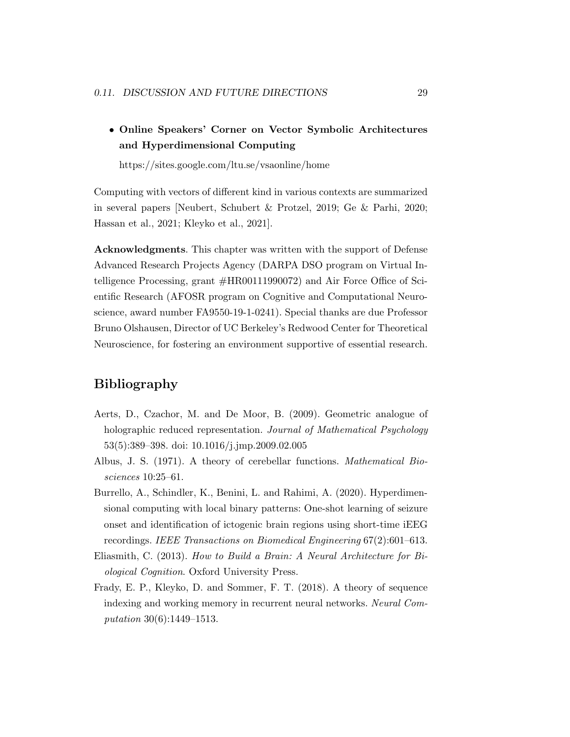- **Online Speakers' Corner on Vector Symbolic Architectures and Hyperdimensional Computing**

  https://sites.google.com/ltu.se/vsaonline/home

Computing with vectors of different kind in various contexts are summarized in several papers [Neubert, Schubert & Protzel, 2019; Ge & Parhi, 2020; Hassan et al., 2021; Kleyko et al., 2021].

**Acknowledgments**. This chapter was written with the support of Defense Advanced Research Projects Agency (DARPA DSO program on Virtual Intelligence Processing, grant #HR00111990072) and Air Force Office of Scientific Research (AFOSR program on Cognitive and Computational Neuroscience, award number FA9550-19-1-0241). Special thanks are due Professor Bruno Olshausen, Director of UC Berkeley's Redwood Center for Theoretical Neuroscience, for fostering an environment supportive of essential research.

# Bibliography

Aerts, D., Czachor, M. and De Moor, B. (2009). Geometric analogue of holographic reduced representation. *Journal of Mathematical Psychology* 53(5):389–398. doi: 10.1016/j.jmp.2009.02.005

Albus, J. S. (1971). A theory of cerebellar functions. *Mathematical Biosciences* 10:25–61.

Burrello, A., Schindler, K., Benini, L. and Rahimi, A. (2020). Hyperdimensional computing with local binary patterns: One-shot learning of seizure onset and identification of ictogenic brain regions using short-time iEEG recordings. *IEEE Transactions on Biomedical Engineering* 67(2):601–613.

Eliasmith, C. (2013). *How to Build a Brain: A Neural Architecture for Biological Cognition*. Oxford University Press.

Frady, E. P., Kleyko, D. and Sommer, F. T. (2018). A theory of sequence indexing and working memory in recurrent neural networks. *Neural Computation* 30(6):1449–1513.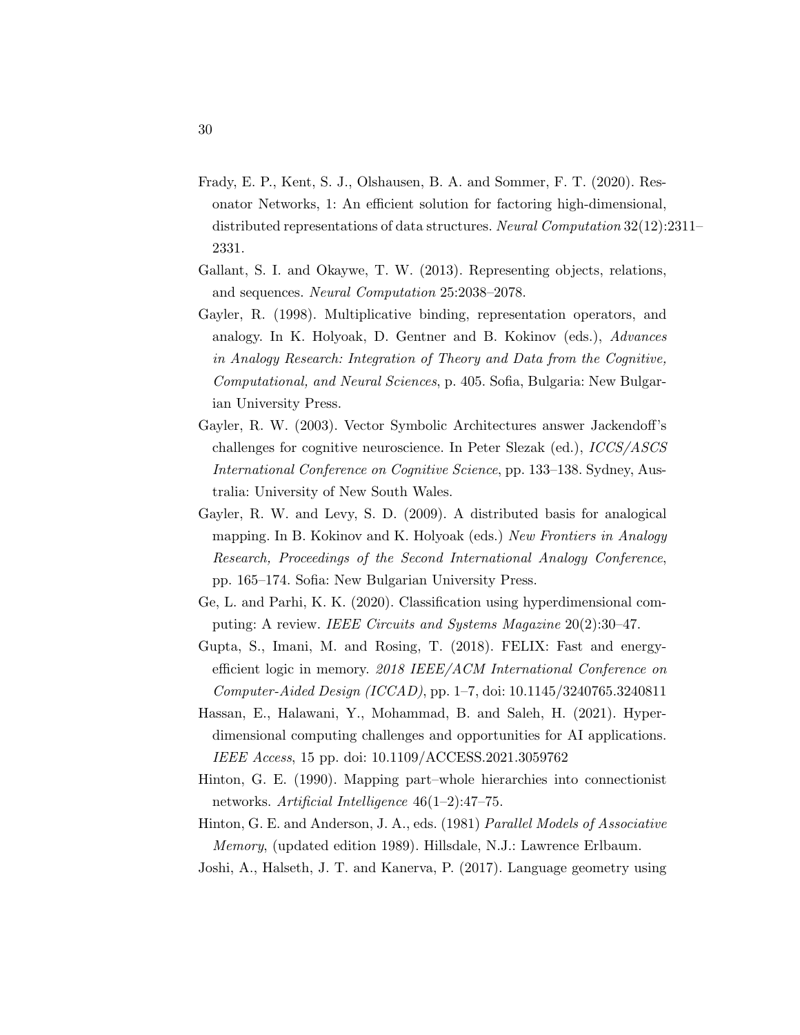Frady, E. P., Kent, S. J., Olshausen, B. A. and Sommer, F. T. (2020). Resonator Networks, 1: An efficient solution for factoring high-dimensional, distributed representations of data structures. *Neural Computation* 32(12):2311–2331.

Gallant, S. I. and Okaywe, T. W. (2013). Representing objects, relations, and sequences. *Neural Computation* 25:2038–2078.

Gayler, R. (1998). Multiplicative binding, representation operators, and analogy. In K. Holyoak, D. Gentner and B. Kokinov (eds.), *Advances in Analogy Research: Integration of Theory and Data from the Cognitive, Computational, and Neural Sciences*, p. 405. Sofia, Bulgaria: New Bulgarian University Press.

Gayler, R. W. (2003). Vector Symbolic Architectures answer Jackendoff's challenges for cognitive neuroscience. In Peter Slezak (ed.), *ICCS/ASCS International Conference on Cognitive Science*, pp. 133–138. Sydney, Australia: University of New South Wales.

Gayler, R. W. and Levy, S. D. (2009). A distributed basis for analogical mapping. In B. Kokinov and K. Holyoak (eds.) *New Frontiers in Analogy Research, Proceedings of the Second International Analogy Conference*, pp. 165–174. Sofia: New Bulgarian University Press.

Ge, L. and Parhi, K. K. (2020). Classification using hyperdimensional computing: A review. *IEEE Circuits and Systems Magazine* 20(2):30–47.

Gupta, S., Imani, M. and Rosing, T. (2018). FELIX: Fast and energy-efficient logic in memory. *2018 IEEE/ACM International Conference on Computer-Aided Design (ICCAD)*, pp. 1–7, doi: 10.1145/3240765.3240811

Hassan, E., Halawani, Y., Mohammad, B. and Saleh, H. (2021). Hyperdimensional computing challenges and opportunities for AI applications. *IEEE Access*, 15 pp. doi: 10.1109/ACCESS.2021.3059762

Hinton, G. E. (1990). Mapping part–whole hierarchies into connectionist networks. *Artificial Intelligence* 46(1–2):47–75.

Hinton, G. E. and Anderson, J. A., eds. (1981) *Parallel Models of Associative Memory*, (updated edition 1989). Hillsdale, N.J.: Lawrence Erlbaum.

Joshi, A., Halseth, J. T. and Kanerva, P. (2017). Language geometry using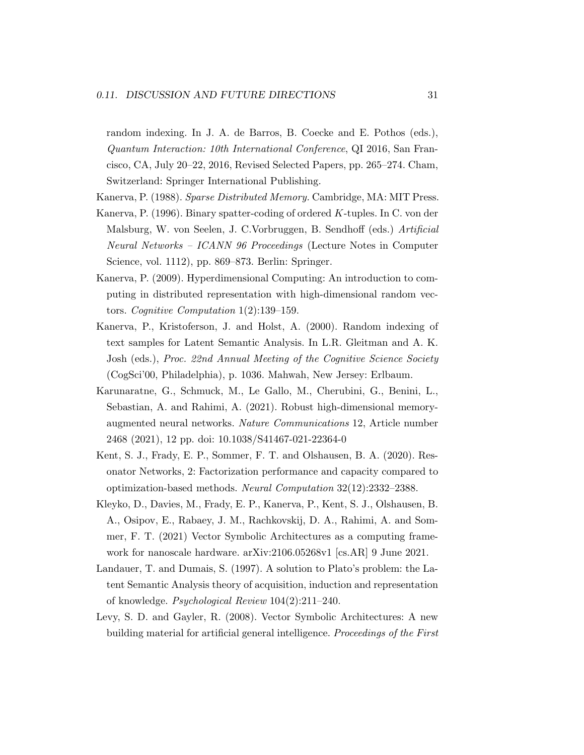random indexing. In J. A. de Barros, B. Coecke and E. Pothos (eds.), *Quantum Interaction: 10th International Conference*, QI 2016, San Francisco, CA, July 20–22, 2016, Revised Selected Papers, pp. 265–274. Cham, Switzerland: Springer International Publishing.

Kanerva, P. (1988). *Sparse Distributed Memory.* Cambridge, MA: MIT Press.

Kanerva, P. (1996). Binary spatter-coding of ordered $K$-tuples. In C. von der Malsburg, W. von Seelen, J. C.Vorbruggen, B. Sendhoff (eds.) *Artificial Neural Networks – ICANN 96 Proceedings* (Lecture Notes in Computer Science, vol. 1112), pp. 869–873. Berlin: Springer.

Kanerva, P. (2009). Hyperdimensional Computing: An introduction to computing in distributed representation with high-dimensional random vectors. *Cognitive Computation* 1(2):139–159.

Kanerva, P., Kristoferson, J. and Holst, A. (2000). Random indexing of text samples for Latent Semantic Analysis. In L.R. Gleitman and A. K. Josh (eds.), *Proc. 22nd Annual Meeting of the Cognitive Science Society* (CogSci'00, Philadelphia), p. 1036. Mahwah, New Jersey: Erlbaum.

Karunaratne, G., Schmuck, M., Le Gallo, M., Cherubini, G., Benini, L., Sebastian, A. and Rahimi, A. (2021). Robust high-dimensional memory-augmented neural networks. *Nature Communications* 12, Article number 2468 (2021), 12 pp. doi: 10.1038/S41467-021-22364-0

Kent, S. J., Frady, E. P., Sommer, F. T. and Olshausen, B. A. (2020). Resonator Networks, 2: Factorization performance and capacity compared to optimization-based methods. *Neural Computation* 32(12):2332–2388.

Kleyko, D., Davies, M., Frady, E. P., Kanerva, P., Kent, S. J., Olshausen, B. A., Osipov, E., Rabaey, J. M., Rachkovskij, D. A., Rahimi, A. and Sommer, F. T. (2021) Vector Symbolic Architectures as a computing framework for nanoscale hardware. arXiv:2106.05268v1 [cs.AR] 9 June 2021.

Landauer, T. and Dumais, S. (1997). A solution to Plato's problem: the Latent Semantic Analysis theory of acquisition, induction and representation of knowledge. *Psychological Review* 104(2):211–240.

Levy, S. D. and Gayler, R. (2008). Vector Symbolic Architectures: A new building material for artificial general intelligence. *Proceedings of the First*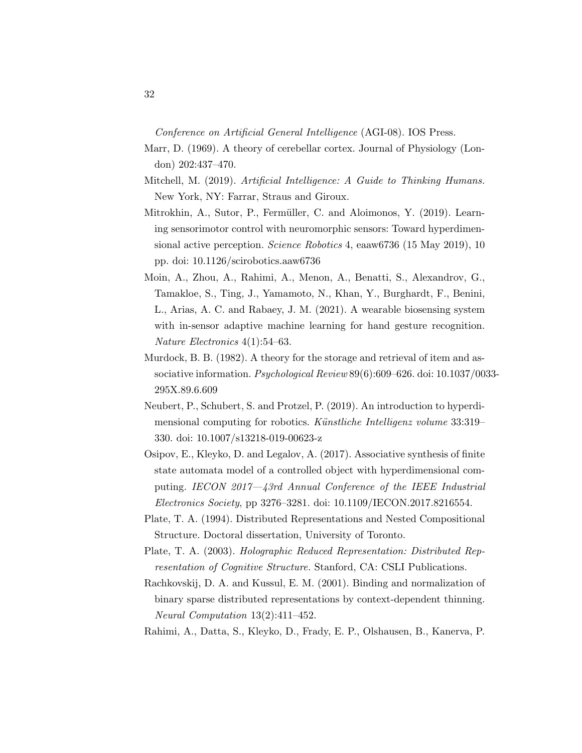*Conference on Artificial General Intelligence* (AGI-08). IOS Press.

Marr, D. (1969). A theory of cerebellar cortex. Journal of Physiology (London) 202:437–470.

Mitchell, M. (2019). *Artificial Intelligence: A Guide to Thinking Humans.* New York, NY: Farrar, Straus and Giroux.

Mitrokhin, A., Sutor, P., Fermüller, C. and Aloimonos, Y. (2019). Learning sensorimotor control with neuromorphic sensors: Toward hyperdimensional active perception. *Science Robotics* 4, eaaw6736 (15 May 2019), 10 pp. doi: 10.1126/scirobotics.aaw6736

Moin, A., Zhou, A., Rahimi, A., Menon, A., Benatti, S., Alexandrov, G., Tamakloe, S., Ting, J., Yamamoto, N., Khan, Y., Burghardt, F., Benini, L., Arias, A. C. and Rabaey, J. M. (2021). A wearable biosensing system with in-sensor adaptive machine learning for hand gesture recognition. *Nature Electronics* 4(1):54–63.

Murdock, B. B. (1982). A theory for the storage and retrieval of item and associative information. *Psychological Review* 89(6):609–626. doi: 10.1037/0033-295X.89.6.609

Neubert, P., Schubert, S. and Protzel, P. (2019). An introduction to hyperdimensional computing for robotics. *Künstliche Intelligenz volume* 33:319–330. doi: 10.1007/s13218-019-00623-z

Osipov, E., Kleyko, D. and Legalov, A. (2017). Associative synthesis of finite state automata model of a controlled object with hyperdimensional computing. *IECON 2017—43rd Annual Conference of the IEEE Industrial Electronics Society*, pp 3276–3281. doi: 10.1109/IECON.2017.8216554.

Plate, T. A. (1994). Distributed Representations and Nested Compositional Structure. Doctoral dissertation, University of Toronto.

Plate, T. A. (2003). *Holographic Reduced Representation: Distributed Representation of Cognitive Structure.* Stanford, CA: CSLI Publications.

Rachkovskij, D. A. and Kussul, E. M. (2001). Binding and normalization of binary sparse distributed representations by context-dependent thinning. *Neural Computation* 13(2):411–452.

Rahimi, A., Datta, S., Kleyko, D., Frady, E. P., Olshausen, B., Kanerva, P.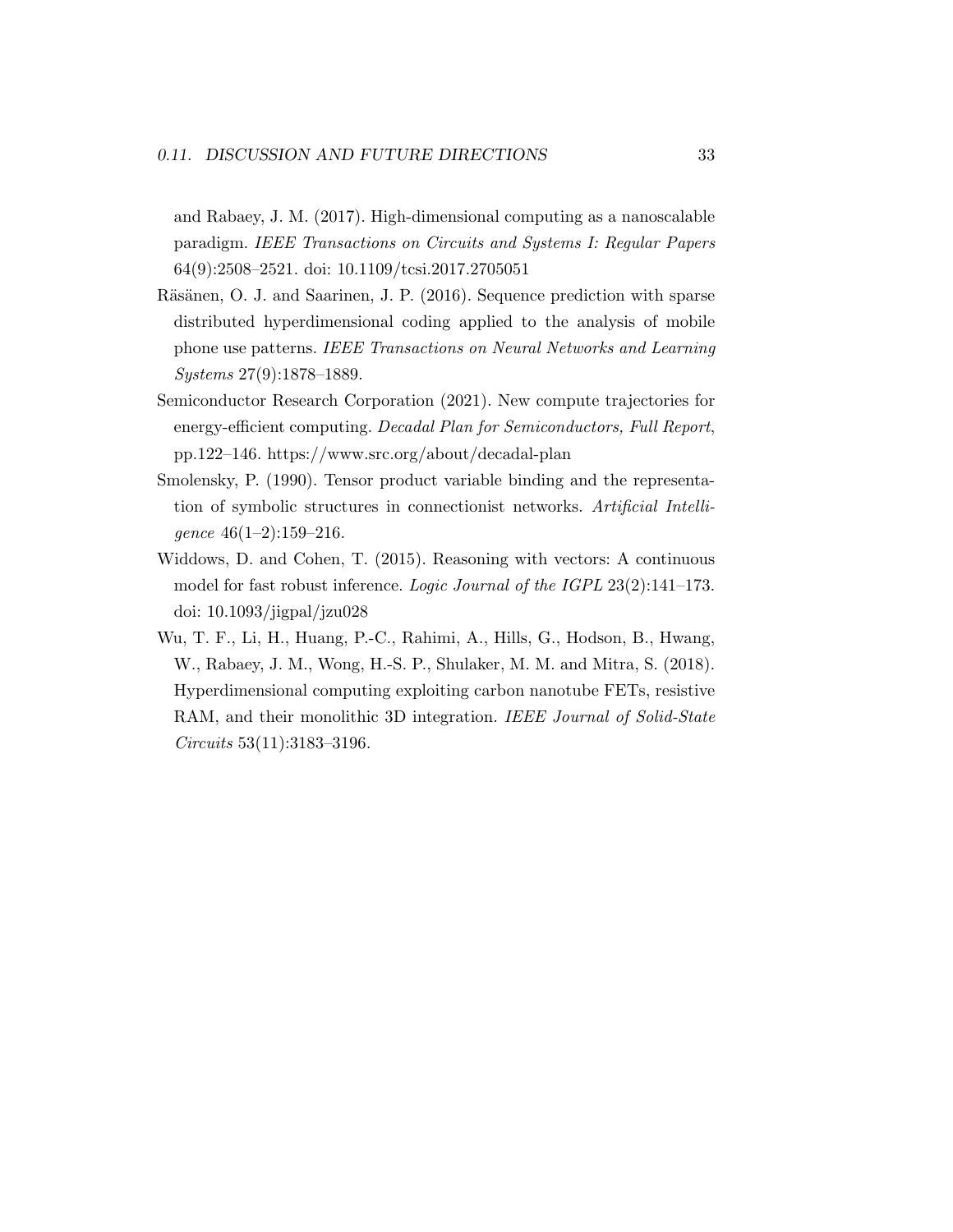and Rabaey, J. M. (2017). High-dimensional computing as a nanoscalable paradigm. *IEEE Transactions on Circuits and Systems I: Regular Papers* 64(9):2508–2521. doi: 10.1109/tcsi.2017.2705051

Räsänen, O. J. and Saarinen, J. P. (2016). Sequence prediction with sparse distributed hyperdimensional coding applied to the analysis of mobile phone use patterns. *IEEE Transactions on Neural Networks and Learning Systems* 27(9):1878–1889.

Semiconductor Research Corporation (2021). New compute trajectories for energy-efficient computing. *Decadal Plan for Semiconductors, Full Report*, pp.122–146. https://www.src.org/about/decadal-plan

Smolensky, P. (1990). Tensor product variable binding and the representation of symbolic structures in connectionist networks. *Artificial Intelligence* 46(1–2):159–216.

Widdows, D. and Cohen, T. (2015). Reasoning with vectors: A continuous model for fast robust inference. *Logic Journal of the IGPL* 23(2):141–173. doi: 10.1093/jigpal/jzu028

Wu, T. F., Li, H., Huang, P.-C., Rahimi, A., Hills, G., Hodson, B., Hwang, W., Rabaey, J. M., Wong, H.-S. P., Shulaker, M. M. and Mitra, S. (2018). Hyperdimensional computing exploiting carbon nanotube FETs, resistive RAM, and their monolithic 3D integration. *IEEE Journal of Solid-State Circuits* 53(11):3183–3196.